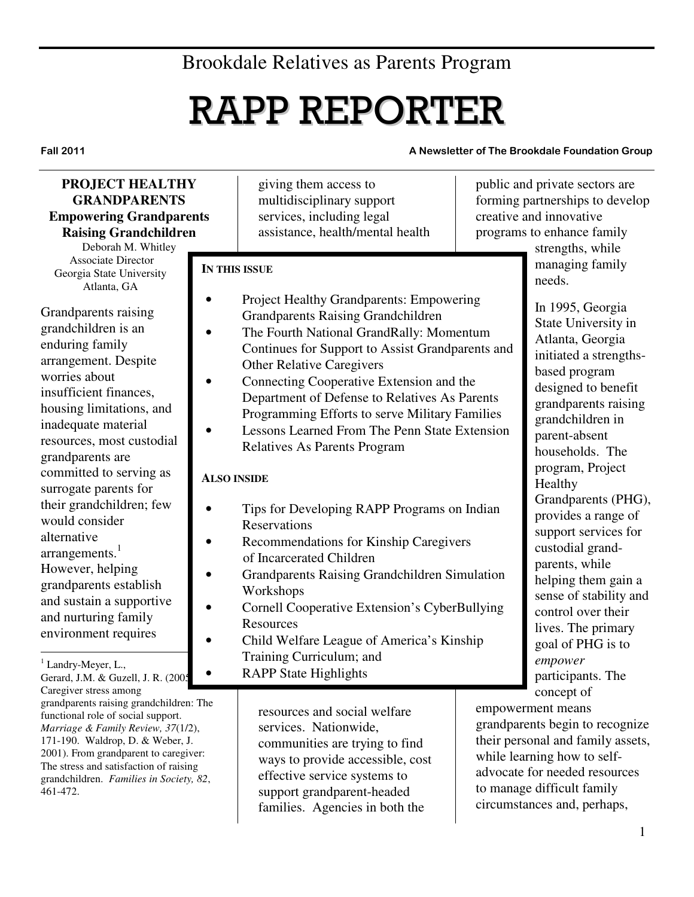Brookdale Relatives as Parents Program

# RAPP REPORTER

**Fall 2011** **A Newsletter of The Brookdale Foundation Group**

**IN THIS ISSUE**

- Project Healthy Grandparents: Empowering Grandparents Raising Grandchildren
- The Fourth National GrandRally: Momentum Continues for Support to Assist Grandparents and Other Relative Caregivers
- Connecting Cooperative Extension and the Department of Defense to Relatives As Parents Programming Efforts to serve Military Families
- Lessons Learned From The Penn State Extension Relatives As Parents Program

**ALSO INSIDE**

- Tips for Developing RAPP Programs on Indian Reservations
- Recommendations for Kinship Caregivers of Incarcerated Children
- Grandparents Raising Grandchildren Simulation Workshops
- Cornell Cooperative Extension's CyberBullying Resources
- Child Welfare League of America's Kinship Training Curriculum; and
- RAPP State Highlights

## PROJECT HEALTHY GRANDPARENTS
### Empowering Grandparents Raising Grandchildren

Deborah M. Whitley
Associate Director
Georgia State University
Atlanta, GA

Grandparents raising grandchildren is an enduring family arrangement. Despite worries about insufficient finances, housing limitations, and inadequate material resources, most custodial grandparents are committed to serving as surrogate parents for their grandchildren; few would consider alternative arrangements.[1] However, helping grandparents establish and sustain a supportive and nurturing family environment requires giving them access to multidisciplinary support services, including legal assistance, health/mental health resources and social welfare services. Nationwide, communities are trying to find ways to provide accessible, cost effective service systems to support grandparent-headed families. Agencies in both the public and private sectors are forming partnerships to develop creative and innovative programs to enhance family strengths, while managing family needs.

In 1995, Georgia State University in Atlanta, Georgia initiated a strengths-based program designed to benefit grandparents raising grandchildren in parent-absent households. The program, Project Healthy Grandparents (PHG), provides a range of support services for custodial grand-parents, while helping them gain a sense of stability and control over their lives. The primary goal of PHG is to *empower* participants. The concept of empowerment means grandparents begin to recognize their personal and family assets, while learning how to self-advocate for needed resources to manage difficult family circumstances and, perhaps,

---

[1] Landry-Meyer, L., Gerard, J.M. & Guzell, J. R. (2005). Caregiver stress among grandparents raising grandchildren: The functional role of social support. *Marriage & Family Review, 37*(1/2), 171-190. Waldrop, D. & Weber, J. 2001). From grandparent to caregiver: The stress and satisfaction of raising grandchildren. *Families in Society, 82*, 461-472.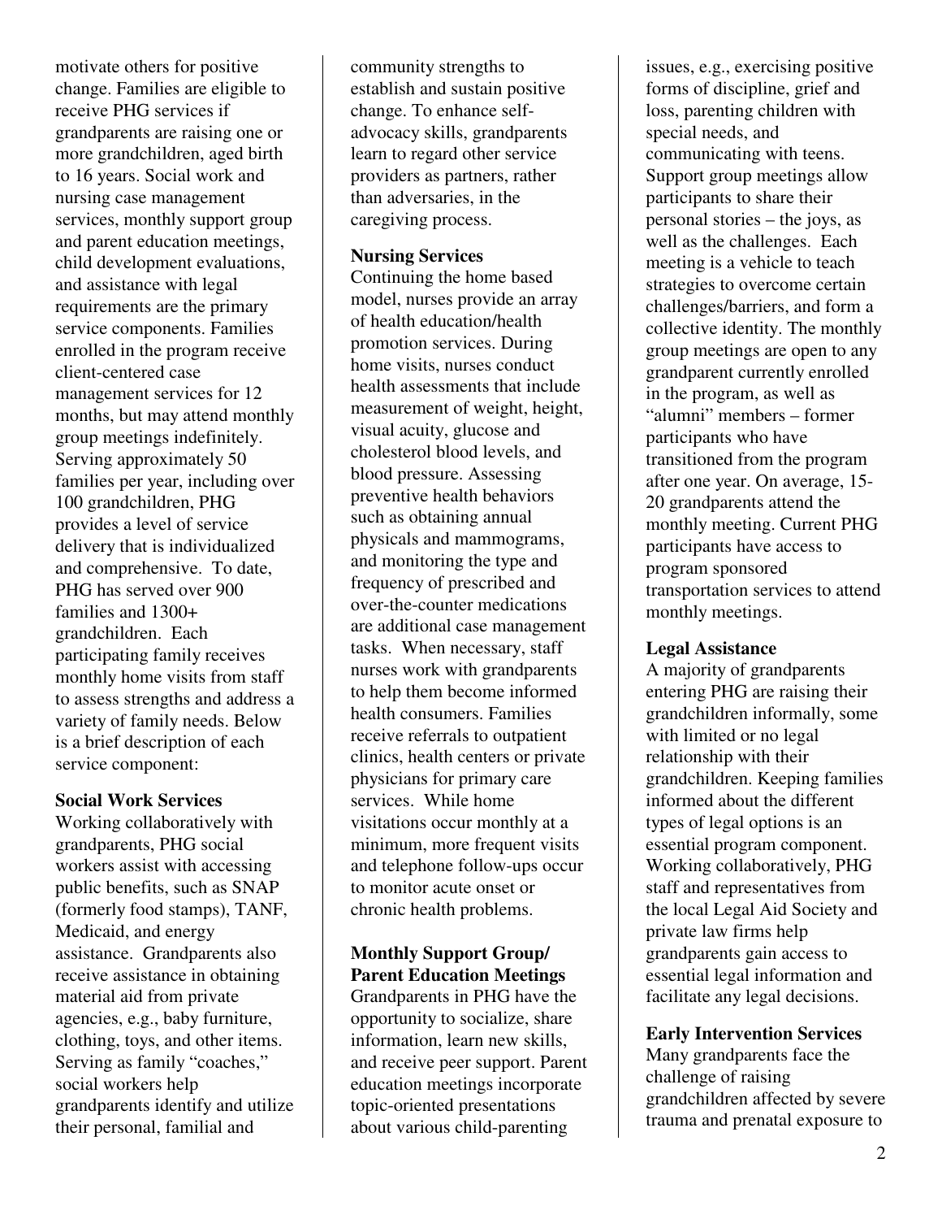motivate others for positive change. Families are eligible to receive PHG services if grandparents are raising one or more grandchildren, aged birth to 16 years. Social work and nursing case management services, monthly support group and parent education meetings, child development evaluations, and assistance with legal requirements are the primary service components. Families enrolled in the program receive client-centered case management services for 12 months, but may attend monthly group meetings indefinitely. Serving approximately 50 families per year, including over 100 grandchildren, PHG provides a level of service delivery that is individualized and comprehensive. To date, PHG has served over 900 families and 1300+ grandchildren. Each participating family receives monthly home visits from staff to assess strengths and address a variety of family needs. Below is a brief description of each service component:

**Social Work Services**

Working collaboratively with grandparents, PHG social workers assist with accessing public benefits, such as SNAP (formerly food stamps), TANF, Medicaid, and energy assistance. Grandparents also receive assistance in obtaining material aid from private agencies, e.g., baby furniture, clothing, toys, and other items. Serving as family "coaches," social workers help grandparents identify and utilize their personal, familial and community strengths to establish and sustain positive change. To enhance self-advocacy skills, grandparents learn to regard other service providers as partners, rather than adversaries, in the caregiving process.

**Nursing Services**

Continuing the home based model, nurses provide an array of health education/health promotion services. During home visits, nurses conduct health assessments that include measurement of weight, height, visual acuity, glucose and cholesterol blood levels, and blood pressure. Assessing preventive health behaviors such as obtaining annual physicals and mammograms, and monitoring the type and frequency of prescribed and over-the-counter medications are additional case management tasks. When necessary, staff nurses work with grandparents to help them become informed health consumers. Families receive referrals to outpatient clinics, health centers or private physicians for primary care services. While home visitations occur monthly at a minimum, more frequent visits and telephone follow-ups occur to monitor acute onset or chronic health problems.

**Monthly Support Group/ Parent Education Meetings**

Grandparents in PHG have the opportunity to socialize, share information, learn new skills, and receive peer support. Parent education meetings incorporate topic-oriented presentations about various child-parenting issues, e.g., exercising positive forms of discipline, grief and loss, parenting children with special needs, and communicating with teens. Support group meetings allow participants to share their personal stories – the joys, as well as the challenges. Each meeting is a vehicle to teach strategies to overcome certain challenges/barriers, and form a collective identity. The monthly group meetings are open to any grandparent currently enrolled in the program, as well as "alumni" members – former participants who have transitioned from the program after one year. On average, 15-20 grandparents attend the monthly meeting. Current PHG participants have access to program sponsored transportation services to attend monthly meetings.

**Legal Assistance**

A majority of grandparents entering PHG are raising their grandchildren informally, some with limited or no legal relationship with their grandchildren. Keeping families informed about the different types of legal options is an essential program component. Working collaboratively, PHG staff and representatives from the local Legal Aid Society and private law firms help grandparents gain access to essential legal information and facilitate any legal decisions.

**Early Intervention Services**

Many grandparents face the challenge of raising grandchildren affected by severe trauma and prenatal exposure to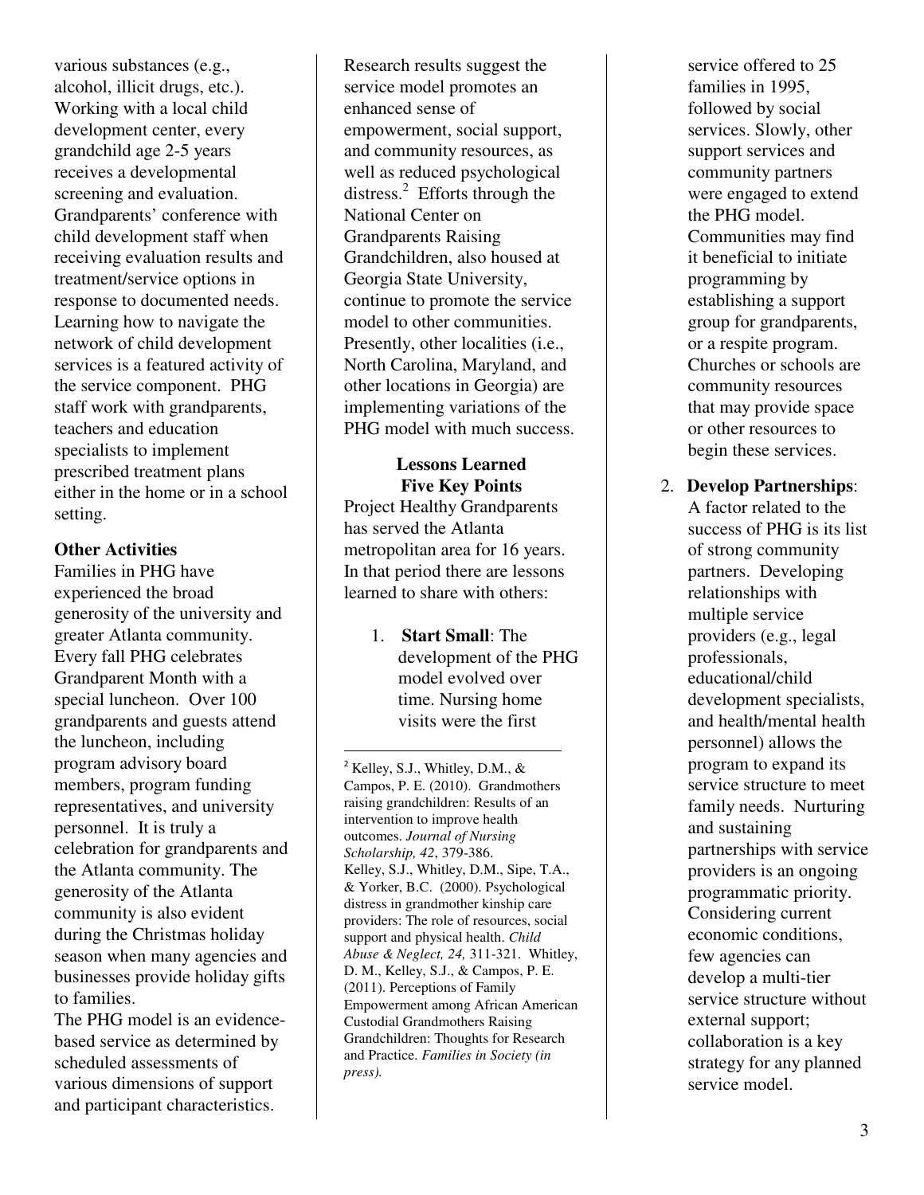various substances (e.g., alcohol, illicit drugs, etc.). Working with a local child development center, every grandchild age 2-5 years receives a developmental screening and evaluation. Grandparents' conference with child development staff when receiving evaluation results and treatment/service options in response to documented needs. Learning how to navigate the network of child development services is a featured activity of the service component. PHG staff work with grandparents, teachers and education specialists to implement prescribed treatment plans either in the home or in a school setting.

**Other Activities**

Families in PHG have experienced the broad generosity of the university and greater Atlanta community. Every fall PHG celebrates Grandparent Month with a special luncheon. Over 100 grandparents and guests attend the luncheon, including program advisory board members, program funding representatives, and university personnel. It is truly a celebration for grandparents and the Atlanta community. The generosity of the Atlanta community is also evident during the Christmas holiday season when many agencies and businesses provide holiday gifts to families.

The PHG model is an evidence-based service as determined by scheduled assessments of various dimensions of support and participant characteristics. Research results suggest the service model promotes an enhanced sense of empowerment, social support, and community resources, as well as reduced psychological distress.[2] Efforts through the National Center on Grandparents Raising Grandchildren, also housed at Georgia State University, continue to promote the service model to other communities. Presently, other localities (i.e., North Carolina, Maryland, and other locations in Georgia) are implementing variations of the PHG model with much success.

**Lessons Learned**
**Five Key Points**

Project Healthy Grandparents has served the Atlanta metropolitan area for 16 years. In that period there are lessons learned to share with others:

1. **Start Small**: The development of the PHG model evolved over time. Nursing home visits were the first service offered to 25 families in 1995, followed by social services. Slowly, other support services and community partners were engaged to extend the PHG model. Communities may find it beneficial to initiate programming by establishing a support group for grandparents, or a respite program. Churches or schools are community resources that may provide space or other resources to begin these services.

2. **Develop Partnerships**: A factor related to the success of PHG is its list of strong community partners. Developing relationships with multiple service providers (e.g., legal professionals, educational/child development specialists, and health/mental health personnel) allows the program to expand its service structure to meet family needs. Nurturing and sustaining partnerships with service providers is an ongoing programmatic priority. Considering current economic conditions, few agencies can develop a multi-tier service structure without external support; collaboration is a key strategy for any planned service model.

---

[2] Kelley, S.J., Whitley, D.M., & Campos, P. E. (2010). Grandmothers raising grandchildren: Results of an intervention to improve health outcomes. *Journal of Nursing Scholarship, 42*, 379-386. Kelley, S.J., Whitley, D.M., Sipe, T.A., & Yorker, B.C. (2000). Psychological distress in grandmother kinship care providers: The role of resources, social support and physical health. *Child Abuse & Neglect, 24,* 311-321. Whitley, D. M., Kelley, S.J., & Campos, P. E. (2011). Perceptions of Family Empowerment among African American Custodial Grandmothers Raising Grandchildren: Thoughts for Research and Practice. *Families in Society (in press).*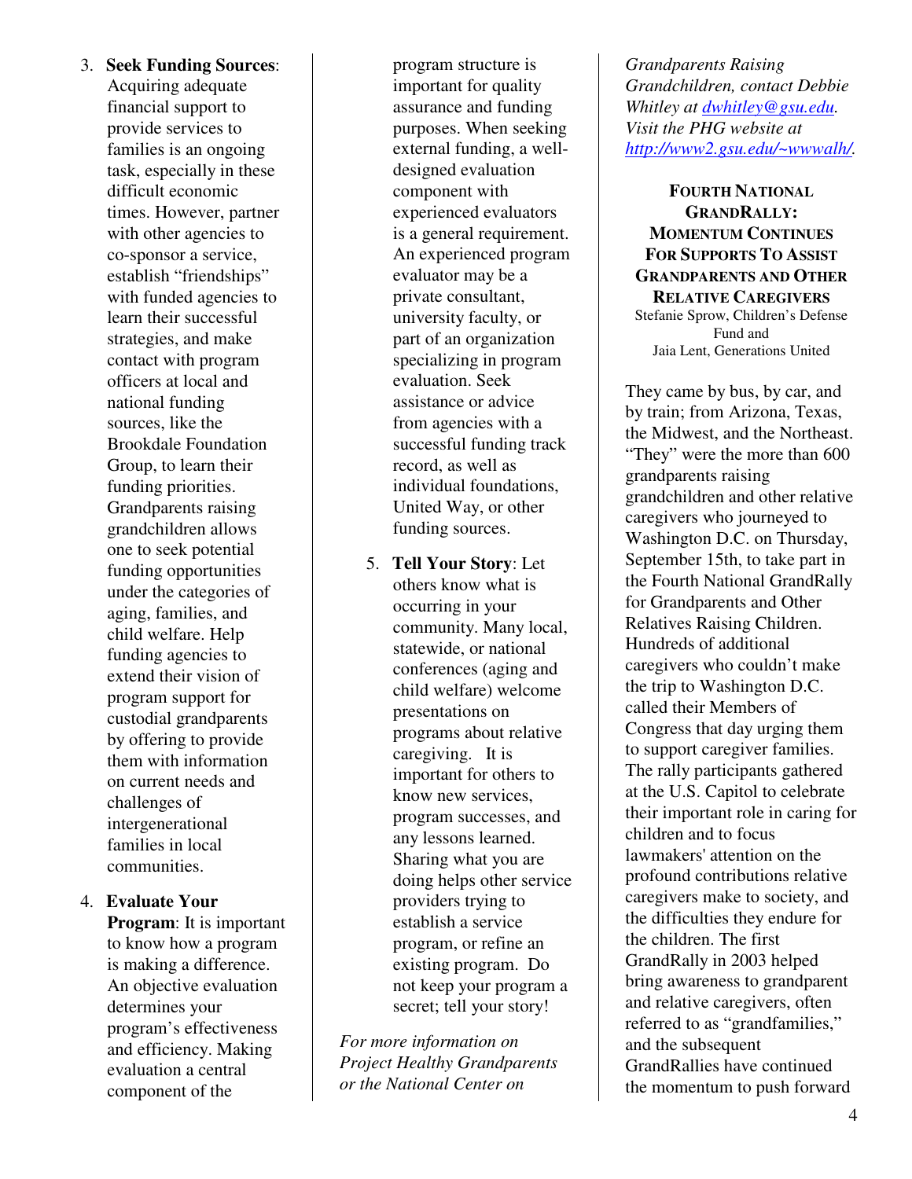3. **Seek Funding Sources**: Acquiring adequate financial support to provide services to families is an ongoing task, especially in these difficult economic times. However, partner with other agencies to co-sponsor a service, establish "friendships" with funded agencies to learn their successful strategies, and make contact with program officers at local and national funding sources, like the Brookdale Foundation Group, to learn their funding priorities. Grandparents raising grandchildren allows one to seek potential funding opportunities under the categories of aging, families, and child welfare. Help funding agencies to extend their vision of program support for custodial grandparents by offering to provide them with information on current needs and challenges of intergenerational families in local communities.

4. **Evaluate Your Program**: It is important to know how a program is making a difference. An objective evaluation determines your program's effectiveness and efficiency. Making evaluation a central component of the program structure is important for quality assurance and funding purposes. When seeking external funding, a well-designed evaluation component with experienced evaluators is a general requirement. An experienced program evaluator may be a private consultant, university faculty, or part of an organization specializing in program evaluation. Seek assistance or advice from agencies with a successful funding track record, as well as individual foundations, United Way, or other funding sources.

5. **Tell Your Story**: Let others know what is occurring in your community. Many local, statewide, or national conferences (aging and child welfare) welcome presentations on programs about relative caregiving. It is important for others to know new services, program successes, and any lessons learned. Sharing what you are doing helps other service providers trying to establish a service program, or refine an existing program. Do not keep your program a secret; tell your story!

*For more information on Project Healthy Grandparents or the National Center on Grandparents Raising Grandchildren, contact Debbie Whitley at dwhitley@gsu.edu. Visit the PHG website at http://www2.gsu.edu/~wwwalh/.*

## FOURTH NATIONAL GRANDRALLY: MOMENTUM CONTINUES FOR SUPPORTS TO ASSIST GRANDPARENTS AND OTHER RELATIVE CAREGIVERS

Stefanie Sprow, Children's Defense Fund and
Jaia Lent, Generations United

They came by bus, by car, and by train; from Arizona, Texas, the Midwest, and the Northeast. "They" were the more than 600 grandparents raising grandchildren and other relative caregivers who journeyed to Washington D.C. on Thursday, September 15th, to take part in the Fourth National GrandRally for Grandparents and Other Relatives Raising Children. Hundreds of additional caregivers who couldn't make the trip to Washington D.C. called their Members of Congress that day urging them to support caregiver families. The rally participants gathered at the U.S. Capitol to celebrate their important role in caring for children and to focus lawmakers' attention on the profound contributions relative caregivers make to society, and the difficulties they endure for the children. The first GrandRally in 2003 helped bring awareness to grandparent and relative caregivers, often referred to as "grandfamilies," and the subsequent GrandRallies have continued the momentum to push forward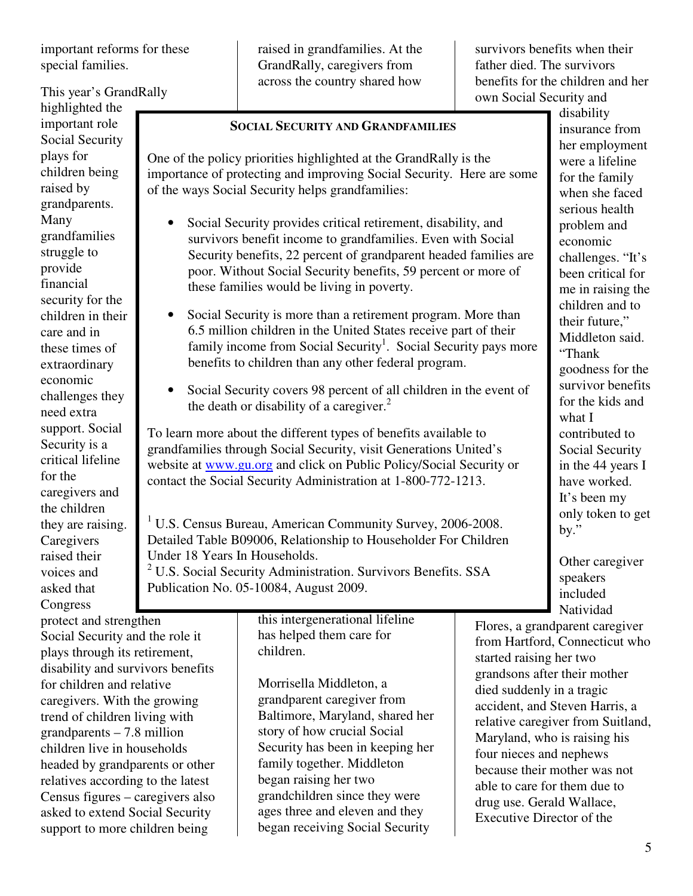important reforms for these special families.

This year's GrandRally highlighted the important role Social Security plays for children being raised by grandparents. Many grandfamilies struggle to provide financial security for the children in their care and in these times of extraordinary economic challenges they need extra support. Social Security is a critical lifeline for the caregivers and the children they are raising. Caregivers raised their voices and asked that Congress protect and strengthen Social Security and the role it plays through its retirement, disability and survivors benefits for children and relative caregivers. With the growing trend of children living with grandparents – 7.8 million children live in households headed by grandparents or other relatives according to the latest Census figures – caregivers also asked to extend Social Security support to more children being raised in grandfamilies. At the GrandRally, caregivers from across the country shared how this intergenerational lifeline has helped them care for children.

Morrisella Middleton, a grandparent caregiver from Baltimore, Maryland, shared her story of how crucial Social Security has been in keeping her family together. Middleton began raising her two grandchildren since they were ages three and eleven and they began receiving Social Security survivors benefits when their father died. The survivors benefits for the children and her own Social Security and disability insurance from her employment were a lifeline for the family when she faced serious health problem and economic challenges. "It's been critical for me in raising the children and to their future," Middleton said. "Thank goodness for the survivor benefits for the kids and what I contributed to Social Security in the 44 years I have worked. It's been my only token to get by."

Other caregiver speakers included Natividad Flores, a grandparent caregiver from Hartford, Connecticut who started raising her two grandsons after their mother died suddenly in a tragic accident, and Steven Harris, a relative caregiver from Suitland, Maryland, who is raising his four nieces and nephews because their mother was not able to care for them due to drug use. Gerald Wallace, Executive Director of the

---

### SOCIAL SECURITY AND GRANDFAMILIES

One of the policy priorities highlighted at the GrandRally is the importance of protecting and improving Social Security. Here are some of the ways Social Security helps grandfamilies:

- Social Security provides critical retirement, disability, and survivors benefit income to grandfamilies. Even with Social Security benefits, 22 percent of grandparent headed families are poor. Without Social Security benefits, 59 percent or more of these families would be living in poverty.
- Social Security is more than a retirement program. More than 6.5 million children in the United States receive part of their family income from Social Security[1]. Social Security pays more benefits to children than any other federal program.
- Social Security covers 98 percent of all children in the event of the death or disability of a caregiver.[2]

To learn more about the different types of benefits available to grandfamilies through Social Security, visit Generations United's website at www.gu.org and click on Public Policy/Social Security or contact the Social Security Administration at 1-800-772-1213.

[1] U.S. Census Bureau, American Community Survey, 2006-2008. Detailed Table B09006, Relationship to Householder For Children Under 18 Years In Households.
[2] U.S. Social Security Administration. Survivors Benefits. SSA Publication No. 05-10084, August 2009.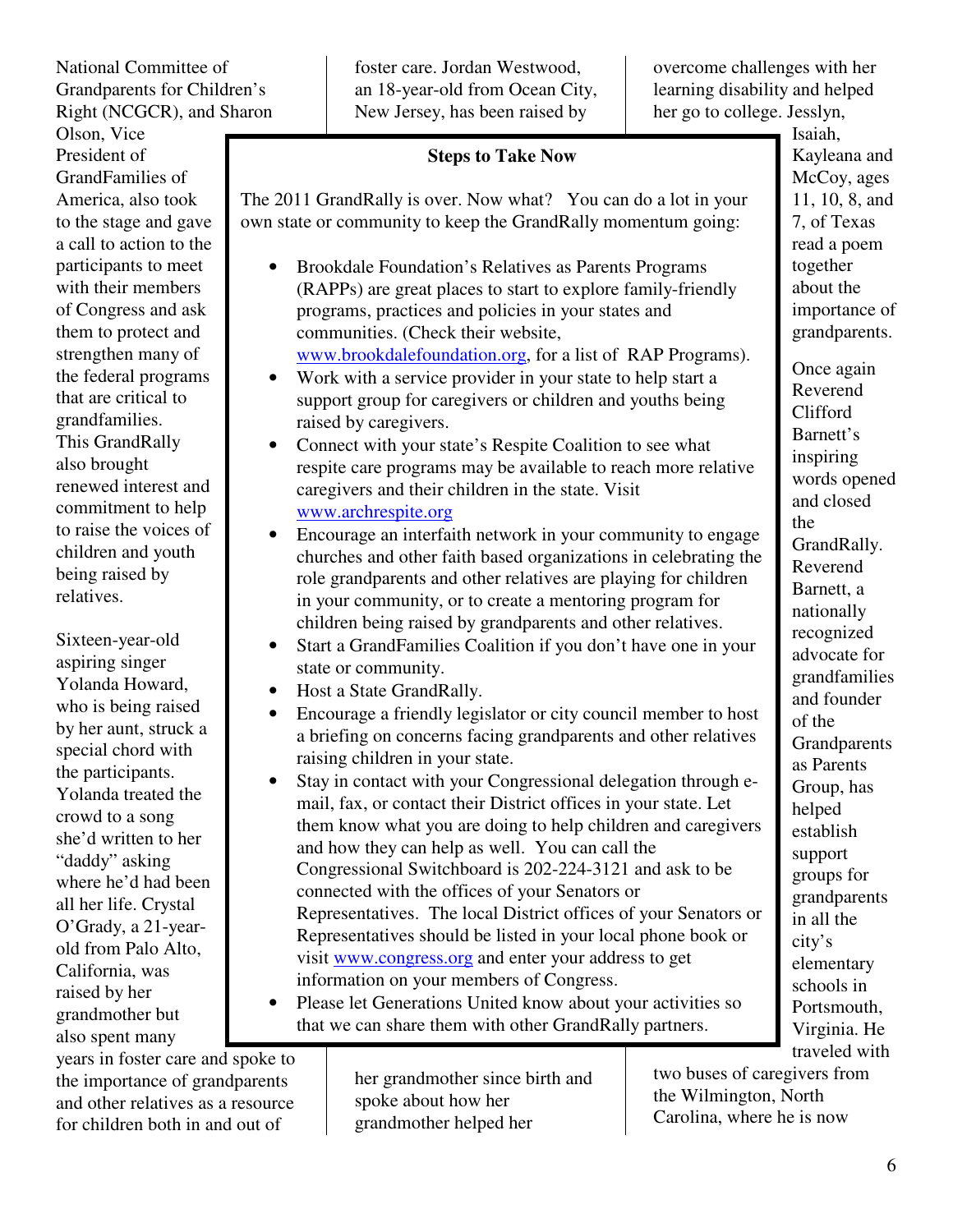National Committee of Grandparents for Children's Right (NCGCR), and Sharon Olson, Vice President of GrandFamilies of America, also took to the stage and gave a call to action to the participants to meet with their members of Congress and ask them to protect and strengthen many of the federal programs that are critical to grandfamilies. This GrandRally also brought renewed interest and commitment to help to raise the voices of children and youth being raised by relatives.

Sixteen-year-old aspiring singer Yolanda Howard, who is being raised by her aunt, struck a special chord with the participants. Yolanda treated the crowd to a song she'd written to her "daddy" asking where he'd had been all her life. Crystal O'Grady, a 21-year-old from Palo Alto, California, was raised by her grandmother but also spent many years in foster care and spoke to the importance of grandparents and other relatives as a resource for children both in and out of foster care. Jordan Westwood, an 18-year-old from Ocean City, New Jersey, has been raised by her grandmother since birth and spoke about how her grandmother helped her overcome challenges with her learning disability and helped her go to college. Jesslyn, Isaiah, Kayleana and McCoy, ages 11, 10, 8, and 7, of Texas read a poem together about the importance of grandparents.

Once again Reverend Clifford Barnett's inspiring words opened and closed the GrandRally. Reverend Barnett, a nationally recognized advocate for grandfamilies and founder of the Grandparents as Parents Group, has helped establish support groups for grandparents in all the city's elementary schools in Portsmouth, Virginia. He traveled with two buses of caregivers from the Wilmington, North Carolina, where he is now

## Steps to Take Now

The 2011 GrandRally is over. Now what? You can do a lot in your own state or community to keep the GrandRally momentum going:

- Brookdale Foundation's Relatives as Parents Programs (RAPPs) are great places to start to explore family-friendly programs, practices and policies in your states and communities. (Check their website, www.brookdalefoundation.org, for a list of RAP Programs).
- Work with a service provider in your state to help start a support group for caregivers or children and youths being raised by caregivers.
- Connect with your state's Respite Coalition to see what respite care programs may be available to reach more relative caregivers and their children in the state. Visit www.archrespite.org
- Encourage an interfaith network in your community to engage churches and other faith based organizations in celebrating the role grandparents and other relatives are playing for children in your community, or to create a mentoring program for children being raised by grandparents and other relatives.
- Start a GrandFamilies Coalition if you don't have one in your state or community.
- Host a State GrandRally.
- Encourage a friendly legislator or city council member to host a briefing on concerns facing grandparents and other relatives raising children in your state.
- Stay in contact with your Congressional delegation through e-mail, fax, or contact their District offices in your state. Let them know what you are doing to help children and caregivers and how they can help as well. You can call the Congressional Switchboard is 202-224-3121 and ask to be connected with the offices of your Senators or Representatives. The local District offices of your Senators or Representatives should be listed in your local phone book or visit www.congress.org and enter your address to get information on your members of Congress.
- Please let Generations United know about your activities so that we can share them with other GrandRally partners.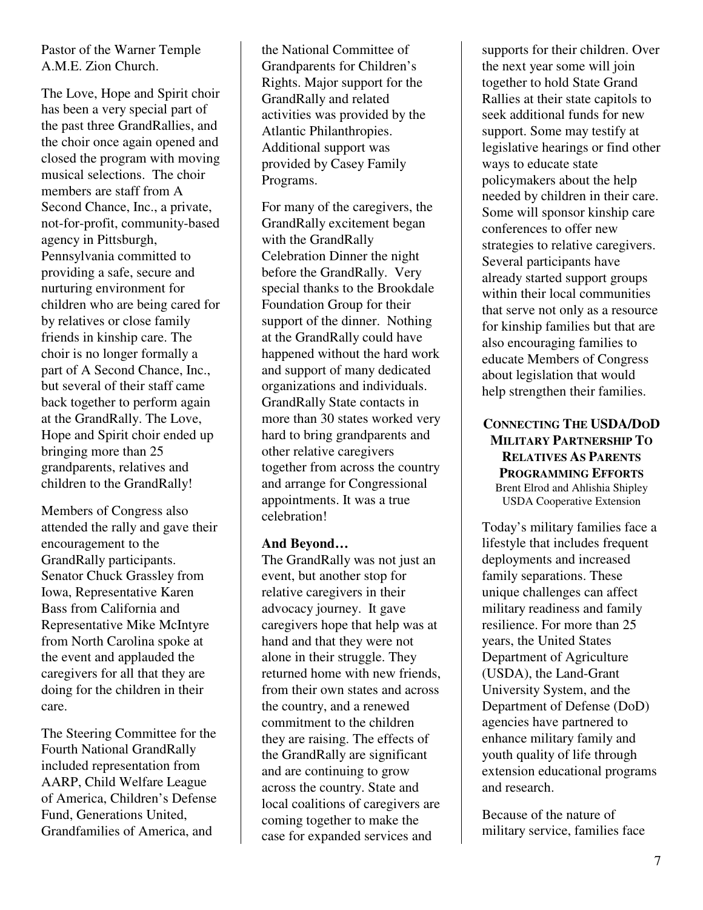Pastor of the Warner Temple A.M.E. Zion Church.

The Love, Hope and Spirit choir has been a very special part of the past three GrandRallies, and the choir once again opened and closed the program with moving musical selections. The choir members are staff from A Second Chance, Inc., a private, not-for-profit, community-based agency in Pittsburgh, Pennsylvania committed to providing a safe, secure and nurturing environment for children who are being cared for by relatives or close family friends in kinship care. The choir is no longer formally a part of A Second Chance, Inc., but several of their staff came back together to perform again at the GrandRally. The Love, Hope and Spirit choir ended up bringing more than 25 grandparents, relatives and children to the GrandRally!

Members of Congress also attended the rally and gave their encouragement to the GrandRally participants. Senator Chuck Grassley from Iowa, Representative Karen Bass from California and Representative Mike McIntyre from North Carolina spoke at the event and applauded the caregivers for all that they are doing for the children in their care.

The Steering Committee for the Fourth National GrandRally included representation from AARP, Child Welfare League of America, Children's Defense Fund, Generations United, Grandfamilies of America, and the National Committee of Grandparents for Children's Rights. Major support for the GrandRally and related activities was provided by the Atlantic Philanthropies. Additional support was provided by Casey Family Programs.

For many of the caregivers, the GrandRally excitement began with the GrandRally Celebration Dinner the night before the GrandRally. Very special thanks to the Brookdale Foundation Group for their support of the dinner. Nothing at the GrandRally could have happened without the hard work and support of many dedicated organizations and individuals. GrandRally State contacts in more than 30 states worked very hard to bring grandparents and other relative caregivers together from across the country and arrange for Congressional appointments. It was a true celebration!

**And Beyond…**

The GrandRally was not just an event, but another stop for relative caregivers in their advocacy journey. It gave caregivers hope that help was at hand and that they were not alone in their struggle. They returned home with new friends, from their own states and across the country, and a renewed commitment to the children they are raising. The effects of the GrandRally are significant and are continuing to grow across the country. State and local coalitions of caregivers are coming together to make the case for expanded services and supports for their children. Over the next year some will join together to hold State Grand Rallies at their state capitols to seek additional funds for new support. Some may testify at legislative hearings or find other ways to educate state policymakers about the help needed by children in their care. Some will sponsor kinship care conferences to offer new strategies to relative caregivers. Several participants have already started support groups within their local communities that serve not only as a resource for kinship families but that are also encouraging families to educate Members of Congress about legislation that would help strengthen their families.

## CONNECTING THE USDA/DOD MILITARY PARTNERSHIP TO RELATIVES AS PARENTS PROGRAMMING EFFORTS

Brent Elrod and Ahlishia Shipley
USDA Cooperative Extension

Today's military families face a lifestyle that includes frequent deployments and increased family separations. These unique challenges can affect military readiness and family resilience. For more than 25 years, the United States Department of Agriculture (USDA), the Land-Grant University System, and the Department of Defense (DoD) agencies have partnered to enhance military family and youth quality of life through extension educational programs and research.

Because of the nature of military service, families face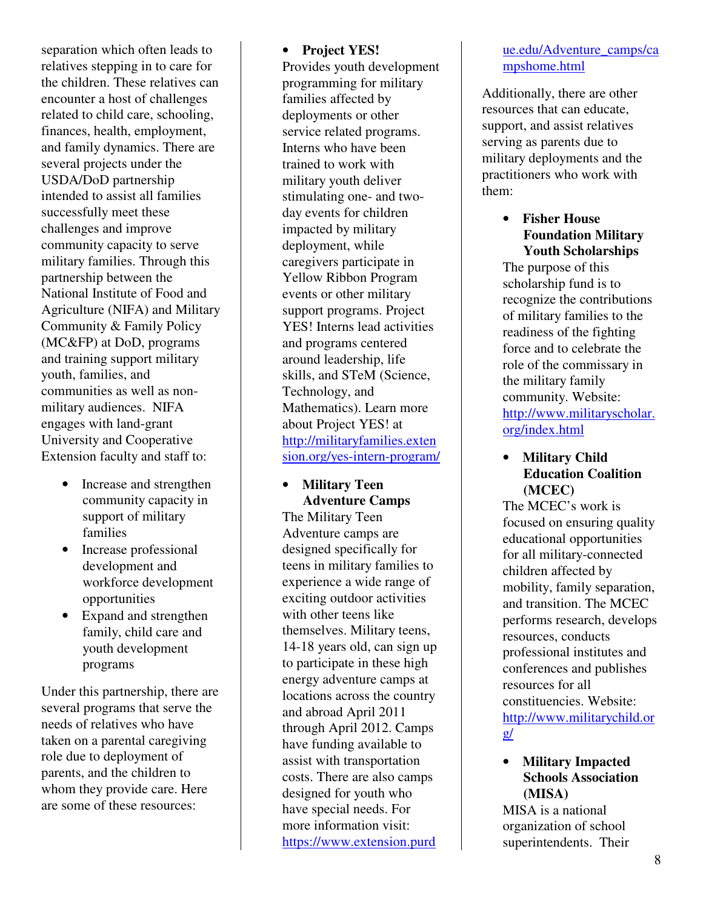separation which often leads to relatives stepping in to care for the children. These relatives can encounter a host of challenges related to child care, schooling, finances, health, employment, and family dynamics. There are several projects under the USDA/DoD partnership intended to assist all families successfully meet these challenges and improve community capacity to serve military families. Through this partnership between the National Institute of Food and Agriculture (NIFA) and Military Community & Family Policy (MC&FP) at DoD, programs and training support military youth, families, and communities as well as non-military audiences. NIFA engages with land-grant University and Cooperative Extension faculty and staff to:

- Increase and strengthen community capacity in support of military families
- Increase professional development and workforce development opportunities
- Expand and strengthen family, child care and youth development programs

Under this partnership, there are several programs that serve the needs of relatives who have taken on a parental caregiving role due to deployment of parents, and the children to whom they provide care. Here are some of these resources:

- **Project YES!**
Provides youth development programming for military families affected by deployments or other service related programs. Interns who have been trained to work with military youth deliver stimulating one- and two-day events for children impacted by military deployment, while caregivers participate in Yellow Ribbon Program events or other military support programs. Project YES! Interns lead activities and programs centered around leadership, life skills, and STeM (Science, Technology, and Mathematics). Learn more about Project YES! at http://militaryfamilies.extension.org/yes-intern-program/

- **Military Teen Adventure Camps**
The Military Teen Adventure camps are designed specifically for teens in military families to experience a wide range of exciting outdoor activities with other teens like themselves. Military teens, 14-18 years old, can sign up to participate in these high energy adventure camps at locations across the country and abroad April 2011 through April 2012. Camps have funding available to assist with transportation costs. There are also camps designed for youth who have special needs. For more information visit: https://www.extension.purdue.edu/Adventure_camps/campshome.html

Additionally, there are other resources that can educate, support, and assist relatives serving as parents due to military deployments and the practitioners who work with them:

- **Fisher House Foundation Military Youth Scholarships**
The purpose of this scholarship fund is to recognize the contributions of military families to the readiness of the fighting force and to celebrate the role of the commissary in the military family community. Website: http://www.militaryscholar.org/index.html

- **Military Child Education Coalition (MCEC)**
The MCEC's work is focused on ensuring quality educational opportunities for all military-connected children affected by mobility, family separation, and transition. The MCEC performs research, develops resources, conducts professional institutes and conferences and publishes resources for all constituencies. Website: http://www.militarychild.org/

- **Military Impacted Schools Association (MISA)**
MISA is a national organization of school superintendents. Their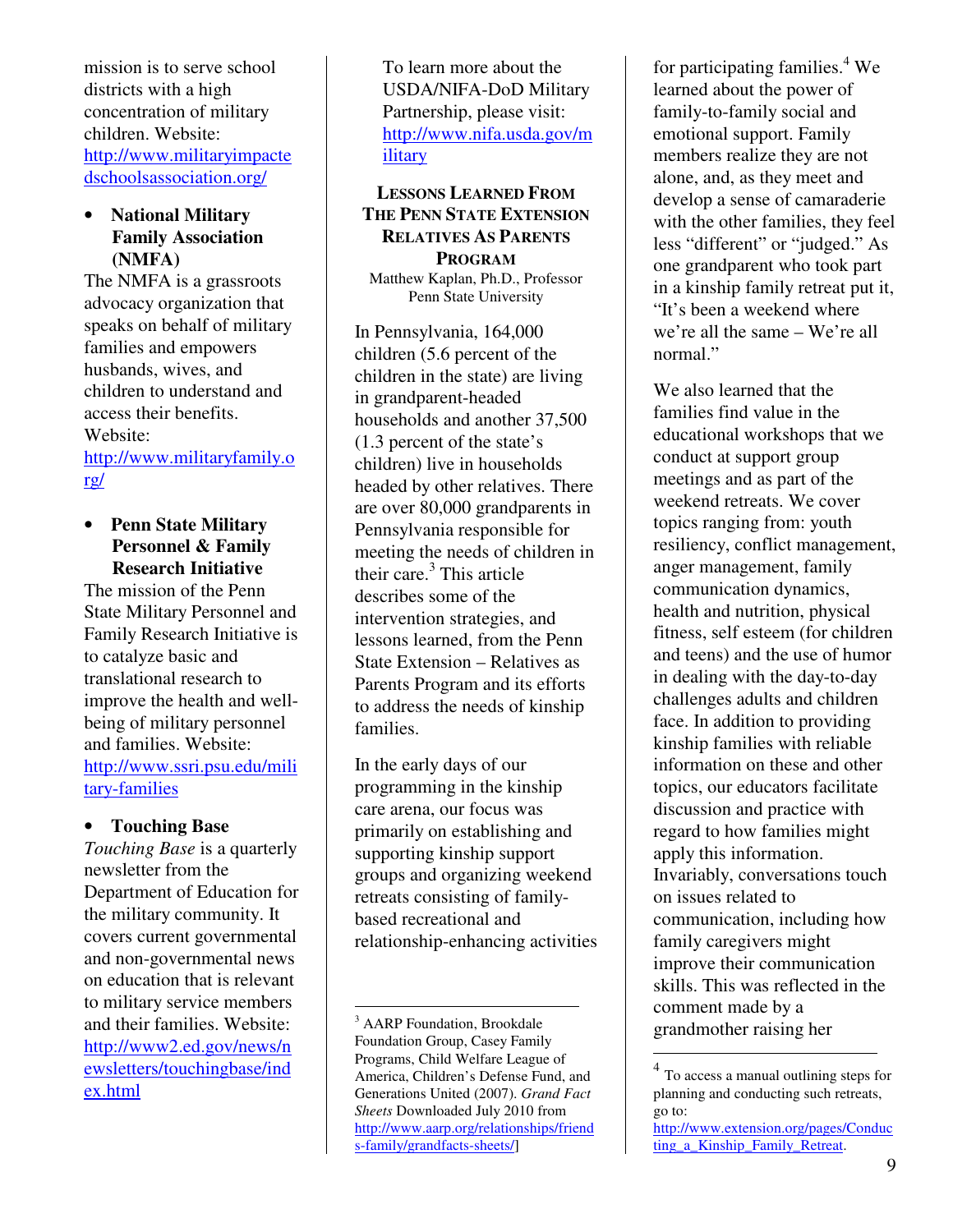mission is to serve school districts with a high concentration of military children. Website: http://www.militaryimpactedschoolsassociation.org/

- **National Military Family Association (NMFA)**

The NMFA is a grassroots advocacy organization that speaks on behalf of military families and empowers husbands, wives, and children to understand and access their benefits. Website: http://www.militaryfamily.org/

- **Penn State Military Personnel & Family Research Initiative**

The mission of the Penn State Military Personnel and Family Research Initiative is to catalyze basic and translational research to improve the health and well-being of military personnel and families. Website: http://www.ssri.psu.edu/military-families

- **Touching Base**

*Touching Base* is a quarterly newsletter from the Department of Education for the military community. It covers current governmental and non-governmental news on education that is relevant to military service members and their families. Website: http://www2.ed.gov/news/newsletters/touchingbase/index.html

To learn more about the USDA/NIFA-DoD Military Partnership, please visit: http://www.nifa.usda.gov/military

## Lessons Learned From The Penn State Extension Relatives As Parents Program

Matthew Kaplan, Ph.D., Professor
Penn State University

In Pennsylvania, 164,000 children (5.6 percent of the children in the state) are living in grandparent-headed households and another 37,500 (1.3 percent of the state's children) live in households headed by other relatives. There are over 80,000 grandparents in Pennsylvania responsible for meeting the needs of children in their care.[3] This article describes some of the intervention strategies, and lessons learned, from the Penn State Extension – Relatives as Parents Program and its efforts to address the needs of kinship families.

In the early days of our programming in the kinship care arena, our focus was primarily on establishing and supporting kinship support groups and organizing weekend retreats consisting of family-based recreational and relationship-enhancing activities for participating families.[4] We learned about the power of family-to-family social and emotional support. Family members realize they are not alone, and, as they meet and develop a sense of camaraderie with the other families, they feel less "different" or "judged." As one grandparent who took part in a kinship family retreat put it, "It's been a weekend where we're all the same – We're all normal."

We also learned that the families find value in the educational workshops that we conduct at support group meetings and as part of the weekend retreats. We cover topics ranging from: youth resiliency, conflict management, anger management, family communication dynamics, health and nutrition, physical fitness, self esteem (for children and teens) and the use of humor in dealing with the day-to-day challenges adults and children face. In addition to providing kinship families with reliable information on these and other topics, our educators facilitate discussion and practice with regard to how families might apply this information. Invariably, conversations touch on issues related to communication, including how family caregivers might improve their communication skills. This was reflected in the comment made by a grandmother raising her

---

[3] AARP Foundation, Brookdale Foundation Group, Casey Family Programs, Child Welfare League of America, Children's Defense Fund, and Generations United (2007). *Grand Fact Sheets* Downloaded July 2010 from http://www.aarp.org/relationships/friends-family/grandfacts-sheets/]

[4] To access a manual outlining steps for planning and conducting such retreats, go to: http://www.extension.org/pages/Conducting_a_Kinship_Family_Retreat.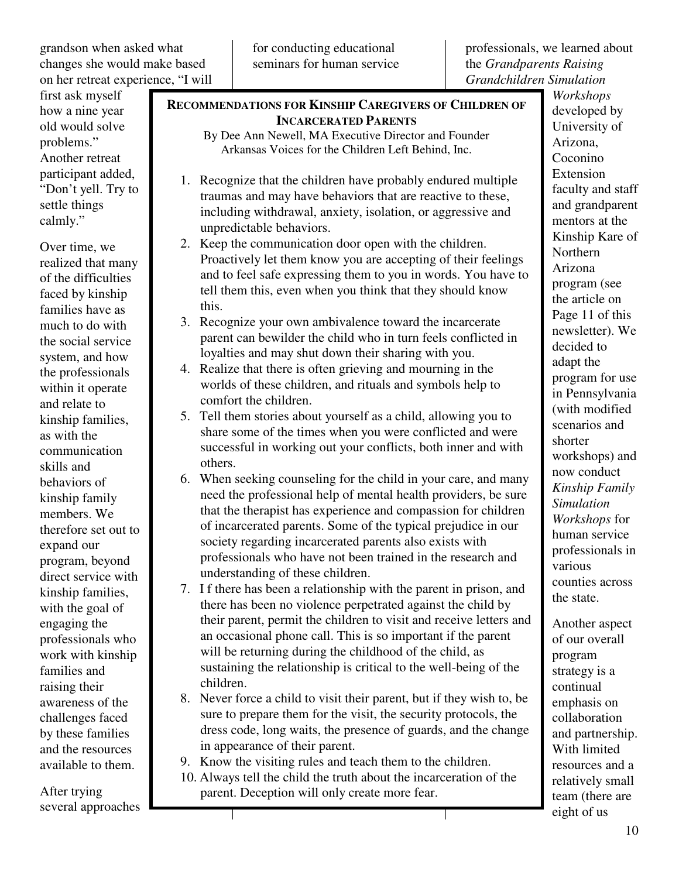grandson when asked what changes she would make based on her retreat experience, "I will first ask myself how a nine year old would solve problems." Another retreat participant added, "Don't yell. Try to settle things calmly."

Over time, we realized that many of the difficulties faced by kinship families have as much to do with the social service system, and how the professionals within it operate and relate to kinship families, as with the communication skills and behaviors of kinship family members. We therefore set out to expand our program, beyond direct service with kinship families, with the goal of engaging the professionals who work with kinship families and raising their awareness of the challenges faced by these families and the resources available to them.

After trying several approaches for conducting educational seminars for human service professionals, we learned about the *Grandparents Raising Grandchildren Simulation Workshops* developed by University of Arizona, Coconino Extension faculty and staff and grandparent mentors at the Kinship Kare of Northern Arizona program (see the article on Page 11 of this newsletter). We decided to adapt the program for use in Pennsylvania (with modified scenarios and shorter workshops) and now conduct *Kinship Family Simulation Workshops* for human service professionals in various counties across the state.

Another aspect of our overall program strategy is a continual emphasis on collaboration and partnership. With limited resources and a relatively small team (there are eight of us

---

**RECOMMENDATIONS FOR KINSHIP CAREGIVERS OF CHILDREN OF INCARCERATED PARENTS**

By Dee Ann Newell, MA Executive Director and Founder
Arkansas Voices for the Children Left Behind, Inc.

1. Recognize that the children have probably endured multiple traumas and may have behaviors that are reactive to these, including withdrawal, anxiety, isolation, or aggressive and unpredictable behaviors.
2. Keep the communication door open with the children. Proactively let them know you are accepting of their feelings and to feel safe expressing them to you in words. You have to tell them this, even when you think that they should know this.
3. Recognize your own ambivalence toward the incarcerate parent can bewilder the child who in turn feels conflicted in loyalties and may shut down their sharing with you.
4. Realize that there is often grieving and mourning in the worlds of these children, and rituals and symbols help to comfort the children.
5. Tell them stories about yourself as a child, allowing you to share some of the times when you were conflicted and were successful in working out your conflicts, both inner and with others.
6. When seeking counseling for the child in your care, and many need the professional help of mental health providers, be sure that the therapist has experience and compassion for children of incarcerated parents. Some of the typical prejudice in our society regarding incarcerated parents also exists with professionals who have not been trained in the research and understanding of these children.
7. I f there has been a relationship with the parent in prison, and there has been no violence perpetrated against the child by their parent, permit the children to visit and receive letters and an occasional phone call. This is so important if the parent will be returning during the childhood of the child, as sustaining the relationship is critical to the well-being of the children.
8. Never force a child to visit their parent, but if they wish to, be sure to prepare them for the visit, the security protocols, the dress code, long waits, the presence of guards, and the change in appearance of their parent.
9. Know the visiting rules and teach them to the children.
10. Always tell the child the truth about the incarceration of the parent. Deception will only create more fear.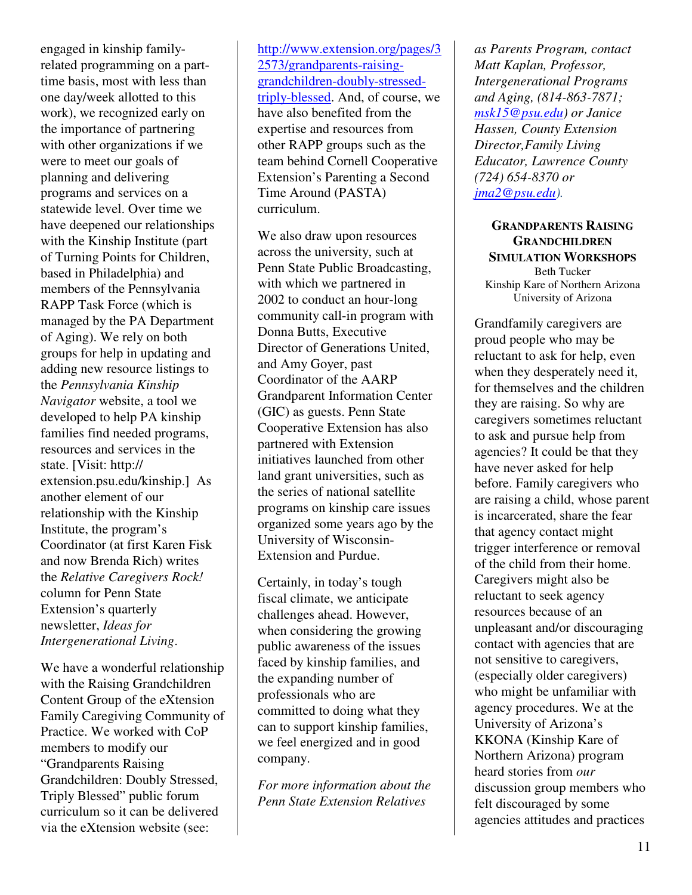engaged in kinship family-related programming on a part-time basis, most with less than one day/week allotted to this work), we recognized early on the importance of partnering with other organizations if we were to meet our goals of planning and delivering programs and services on a statewide level. Over time we have deepened our relationships with the Kinship Institute (part of Turning Points for Children, based in Philadelphia) and members of the Pennsylvania RAPP Task Force (which is managed by the PA Department of Aging). We rely on both groups for help in updating and adding new resource listings to the *Pennsylvania Kinship Navigator* website, a tool we developed to help PA kinship families find needed programs, resources and services in the state. [Visit: http://extension.psu.edu/kinship.] As another element of our relationship with the Kinship Institute, the program's Coordinator (at first Karen Fisk and now Brenda Rich) writes the *Relative Caregivers Rock!* column for Penn State Extension's quarterly newsletter, *Ideas for Intergenerational Living*.

We have a wonderful relationship with the Raising Grandchildren Content Group of the eXtension Family Caregiving Community of Practice. We worked with CoP members to modify our "Grandparents Raising Grandchildren: Doubly Stressed, Triply Blessed" public forum curriculum so it can be delivered via the eXtension website (see: http://www.extension.org/pages/32573/grandparents-raising-grandchildren-doubly-stressed-triply-blessed). And, of course, we have also benefited from the expertise and resources from other RAPP groups such as the team behind Cornell Cooperative Extension's Parenting a Second Time Around (PASTA) curriculum.

We also draw upon resources across the university, such at Penn State Public Broadcasting, with which we partnered in 2002 to conduct an hour-long community call-in program with Donna Butts, Executive Director of Generations United, and Amy Goyer, past Coordinator of the AARP Grandparent Information Center (GIC) as guests. Penn State Cooperative Extension has also partnered with Extension initiatives launched from other land grant universities, such as the series of national satellite programs on kinship care issues organized some years ago by the University of Wisconsin-Extension and Purdue.

Certainly, in today's tough fiscal climate, we anticipate challenges ahead. However, when considering the growing public awareness of the issues faced by kinship families, and the expanding number of professionals who are committed to doing what they can to support kinship families, we feel energized and in good company.

*For more information about the Penn State Extension Relatives as Parents Program, contact Matt Kaplan, Professor, Intergenerational Programs and Aging, (814-863-7871; msk15@psu.edu) or Janice Hassen, County Extension Director, Family Living Educator, Lawrence County (724) 654-8370 or jma2@psu.edu).*

## Grandparents Raising Grandchildren Simulation Workshops

Beth Tucker
Kinship Kare of Northern Arizona
University of Arizona

Grandfamily caregivers are proud people who may be reluctant to ask for help, even when they desperately need it, for themselves and the children they are raising. So why are caregivers sometimes reluctant to ask and pursue help from agencies? It could be that they have never asked for help before. Family caregivers who are raising a child, whose parent is incarcerated, share the fear that agency contact might trigger interference or removal of the child from their home. Caregivers might also be reluctant to seek agency resources because of an unpleasant and/or discouraging contact with agencies that are not sensitive to caregivers, (especially older caregivers) who might be unfamiliar with agency procedures. We at the University of Arizona's KKONA (Kinship Kare of Northern Arizona) program heard stories from *our* discussion group members who felt discouraged by some agencies attitudes and practices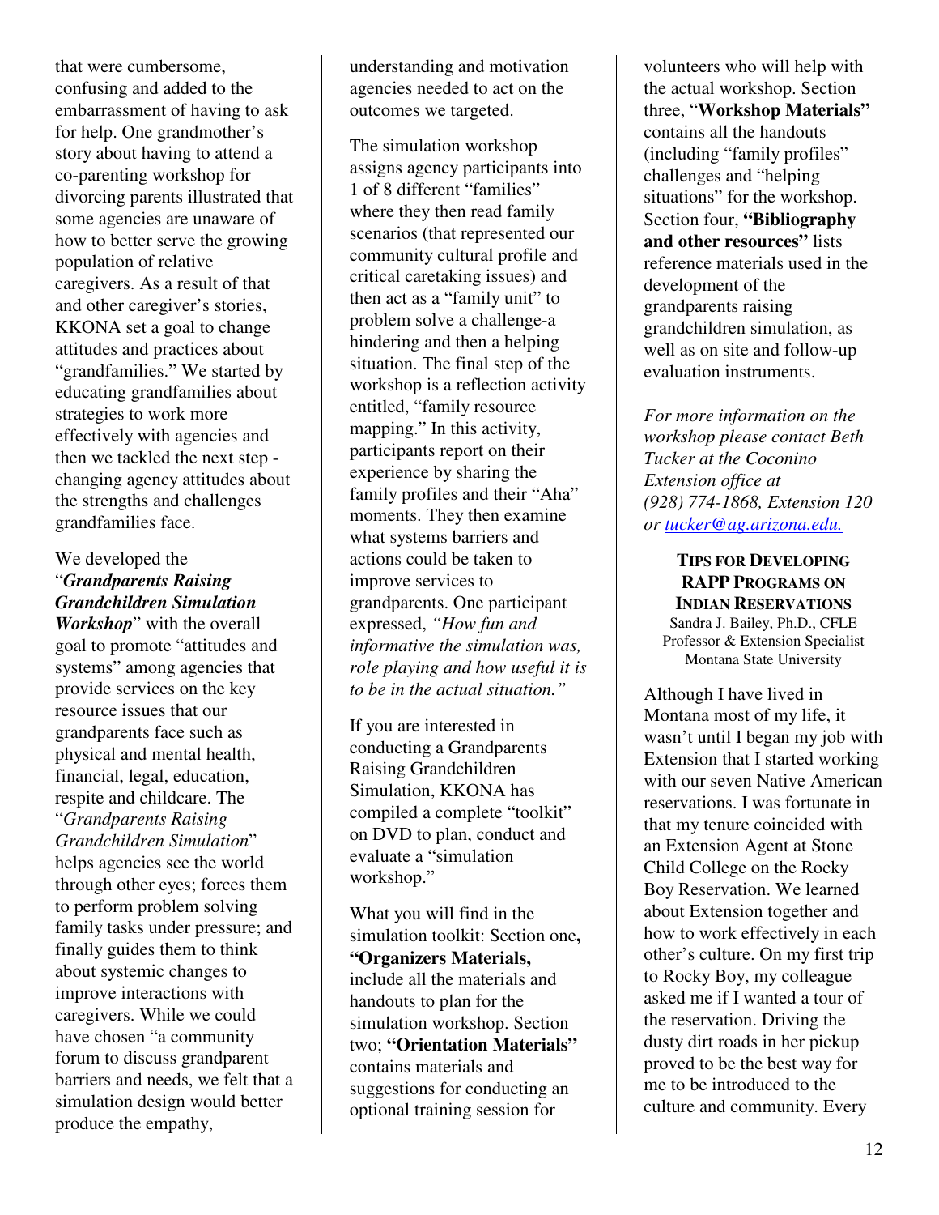that were cumbersome, confusing and added to the embarrassment of having to ask for help. One grandmother's story about having to attend a co-parenting workshop for divorcing parents illustrated that some agencies are unaware of how to better serve the growing population of relative caregivers. As a result of that and other caregiver's stories, KKONA set a goal to change attitudes and practices about "grandfamilies." We started by educating grandfamilies about strategies to work more effectively with agencies and then we tackled the next step - changing agency attitudes about the strengths and challenges grandfamilies face.

We developed the "***Grandparents Raising Grandchildren Simulation Workshop***" with the overall goal to promote "attitudes and systems" among agencies that provide services on the key resource issues that our grandparents face such as physical and mental health, financial, legal, education, respite and childcare. The "*Grandparents Raising Grandchildren Simulation*" helps agencies see the world through other eyes; forces them to perform problem solving family tasks under pressure; and finally guides them to think about systemic changes to improve interactions with caregivers. While we could have chosen "a community forum to discuss grandparent barriers and needs, we felt that a simulation design would better produce the empathy, understanding and motivation agencies needed to act on the outcomes we targeted.

The simulation workshop assigns agency participants into 1 of 8 different "families" where they then read family scenarios (that represented our community cultural profile and critical caretaking issues) and then act as a "family unit" to problem solve a challenge-a hindering and then a helping situation. The final step of the workshop is a reflection activity entitled, "family resource mapping." In this activity, participants report on their experience by sharing the family profiles and their "Aha" moments. They then examine what systems barriers and actions could be taken to improve services to grandparents. One participant expressed, *"How fun and informative the simulation was, role playing and how useful it is to be in the actual situation."*

If you are interested in conducting a Grandparents Raising Grandchildren Simulation, KKONA has compiled a complete "toolkit" on DVD to plan, conduct and evaluate a "simulation workshop."

What you will find in the simulation toolkit: Section one**, "Organizers Materials,** include all the materials and handouts to plan for the simulation workshop. Section two; **"Orientation Materials"** contains materials and suggestions for conducting an optional training session for volunteers who will help with the actual workshop. Section three, "**Workshop Materials"** contains all the handouts (including "family profiles" challenges and "helping situations" for the workshop. Section four, **"Bibliography and other resources"** lists reference materials used in the development of the grandparents raising grandchildren simulation, as well as on site and follow-up evaluation instruments.

*For more information on the workshop please contact Beth Tucker at the Coconino Extension office at (928) 774-1868, Extension 120 or tucker@ag.arizona.edu.*

## TIPS FOR DEVELOPING RAPP PROGRAMS ON INDIAN RESERVATIONS

Sandra J. Bailey, Ph.D., CFLE
Professor & Extension Specialist
Montana State University

Although I have lived in Montana most of my life, it wasn't until I began my job with Extension that I started working with our seven Native American reservations. I was fortunate in that my tenure coincided with an Extension Agent at Stone Child College on the Rocky Boy Reservation. We learned about Extension together and how to work effectively in each other's culture. On my first trip to Rocky Boy, my colleague asked me if I wanted a tour of the reservation. Driving the dusty dirt roads in her pickup proved to be the best way for me to be introduced to the culture and community. Every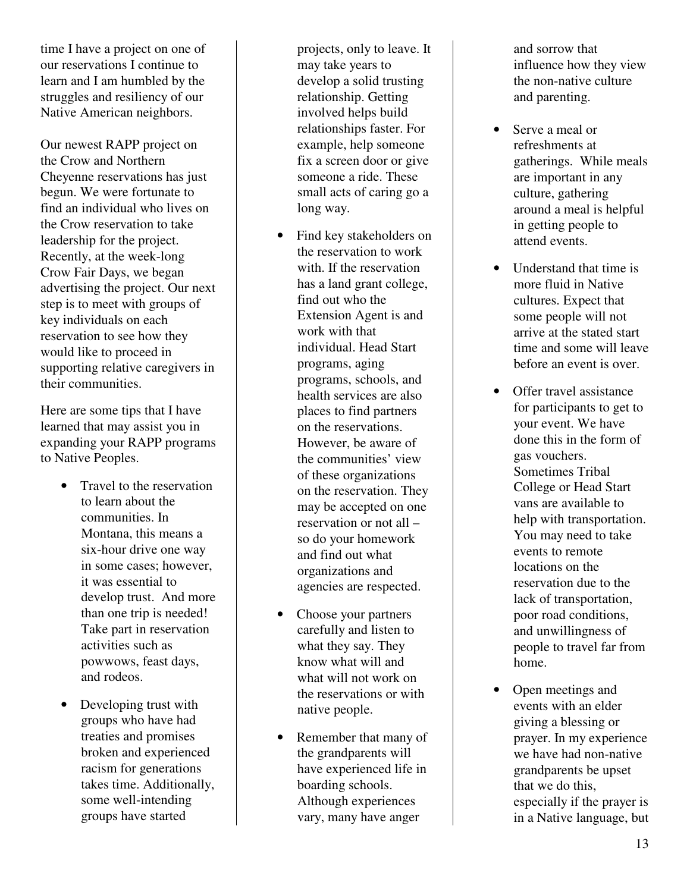time I have a project on one of our reservations I continue to learn and I am humbled by the struggles and resiliency of our Native American neighbors.

Our newest RAPP project on the Crow and Northern Cheyenne reservations has just begun. We were fortunate to find an individual who lives on the Crow reservation to take leadership for the project. Recently, at the week-long Crow Fair Days, we began advertising the project. Our next step is to meet with groups of key individuals on each reservation to see how they would like to proceed in supporting relative caregivers in their communities.

Here are some tips that I have learned that may assist you in expanding your RAPP programs to Native Peoples.

- Travel to the reservation to learn about the communities. In Montana, this means a six-hour drive one way in some cases; however, it was essential to develop trust. And more than one trip is needed! Take part in reservation activities such as powwows, feast days, and rodeos.
- Developing trust with groups who have had treaties and promises broken and experienced racism for generations takes time. Additionally, some well-intending groups have started projects, only to leave. It may take years to develop a solid trusting relationship. Getting involved helps build relationships faster. For example, help someone fix a screen door or give someone a ride. These small acts of caring go a long way.
- Find key stakeholders on the reservation to work with. If the reservation has a land grant college, find out who the Extension Agent is and work with that individual. Head Start programs, aging programs, schools, and health services are also places to find partners on the reservations. However, be aware of the communities' view of these organizations on the reservation. They may be accepted on one reservation or not all – so do your homework and find out what organizations and agencies are respected.
- Choose your partners carefully and listen to what they say. They know what will and what will not work on the reservations or with native people.
- Remember that many of the grandparents will have experienced life in boarding schools. Although experiences vary, many have anger and sorrow that influence how they view the non-native culture and parenting.
- Serve a meal or refreshments at gatherings. While meals are important in any culture, gathering around a meal is helpful in getting people to attend events.
- Understand that time is more fluid in Native cultures. Expect that some people will not arrive at the stated start time and some will leave before an event is over.
- Offer travel assistance for participants to get to your event. We have done this in the form of gas vouchers. Sometimes Tribal College or Head Start vans are available to help with transportation. You may need to take events to remote locations on the reservation due to the lack of transportation, poor road conditions, and unwillingness of people to travel far from home.
- Open meetings and events with an elder giving a blessing or prayer. In my experience we have had non-native grandparents be upset that we do this, especially if the prayer is in a Native language, but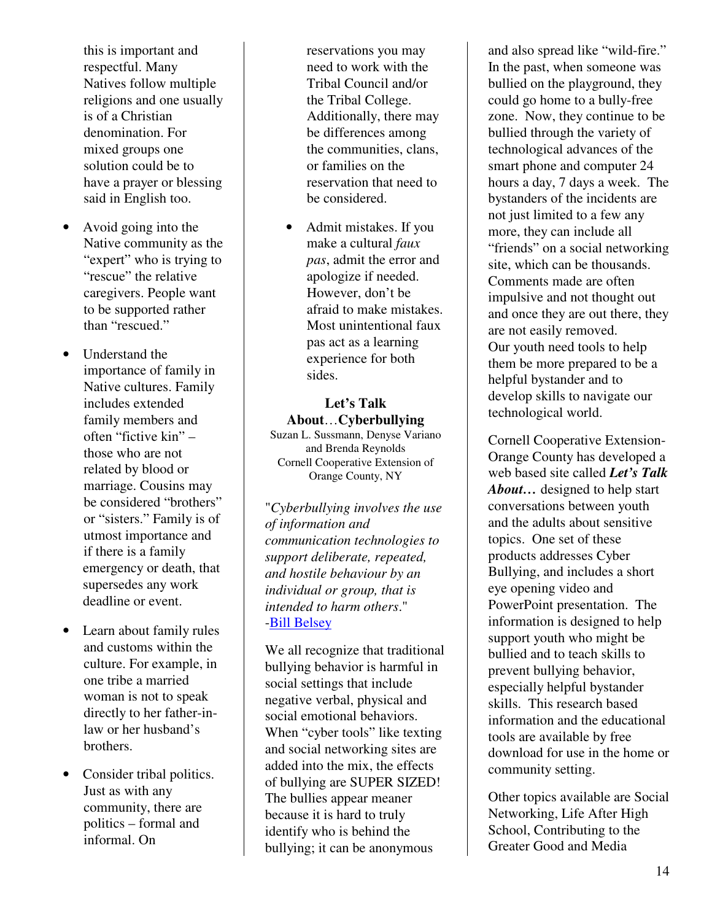this is important and respectful. Many Natives follow multiple religions and one usually is of a Christian denomination. For mixed groups one solution could be to have a prayer or blessing said in English too.

- Avoid going into the Native community as the "expert" who is trying to "rescue" the relative caregivers. People want to be supported rather than "rescued."
- Understand the importance of family in Native cultures. Family includes extended family members and often "fictive kin" – those who are not related by blood or marriage. Cousins may be considered "brothers" or "sisters." Family is of utmost importance and if there is a family emergency or death, that supersedes any work deadline or event.
- Learn about family rules and customs within the culture. For example, in one tribe a married woman is not to speak directly to her father-in-law or her husband's brothers.
- Consider tribal politics. Just as with any community, there are politics – formal and informal. On reservations you may need to work with the Tribal Council and/or the Tribal College. Additionally, there may be differences among the communities, clans, or families on the reservation that need to be considered.
- Admit mistakes. If you make a cultural *faux pas*, admit the error and apologize if needed. However, don't be afraid to make mistakes. Most unintentional faux pas act as a learning experience for both sides.

## Let's Talk About…Cyberbullying

Suzan L. Sussmann, Denyse Variano and Brenda Reynolds
Cornell Cooperative Extension of Orange County, NY

"*Cyberbullying involves the use of information and communication technologies to support deliberate, repeated, and hostile behaviour by an individual or group, that is intended to harm others*." -Bill Belsey

We all recognize that traditional bullying behavior is harmful in social settings that include negative verbal, physical and social emotional behaviors. When "cyber tools" like texting and social networking sites are added into the mix, the effects of bullying are SUPER SIZED! The bullies appear meaner because it is hard to truly identify who is behind the bullying; it can be anonymous and also spread like "wild-fire." In the past, when someone was bullied on the playground, they could go home to a bully-free zone. Now, they continue to be bullied through the variety of technological advances of the smart phone and computer 24 hours a day, 7 days a week. The bystanders of the incidents are not just limited to a few any more, they can include all "friends" on a social networking site, which can be thousands. Comments made are often impulsive and not thought out and once they are out there, they are not easily removed.
Our youth need tools to help them be more prepared to be a helpful bystander and to develop skills to navigate our technological world.

Cornell Cooperative Extension-Orange County has developed a web based site called ***Let's Talk About…*** designed to help start conversations between youth and the adults about sensitive topics. One set of these products addresses Cyber Bullying, and includes a short eye opening video and PowerPoint presentation. The information is designed to help support youth who might be bullied and to teach skills to prevent bullying behavior, especially helpful bystander skills. This research based information and the educational tools are available by free download for use in the home or community setting.

Other topics available are Social Networking, Life After High School, Contributing to the Greater Good and Media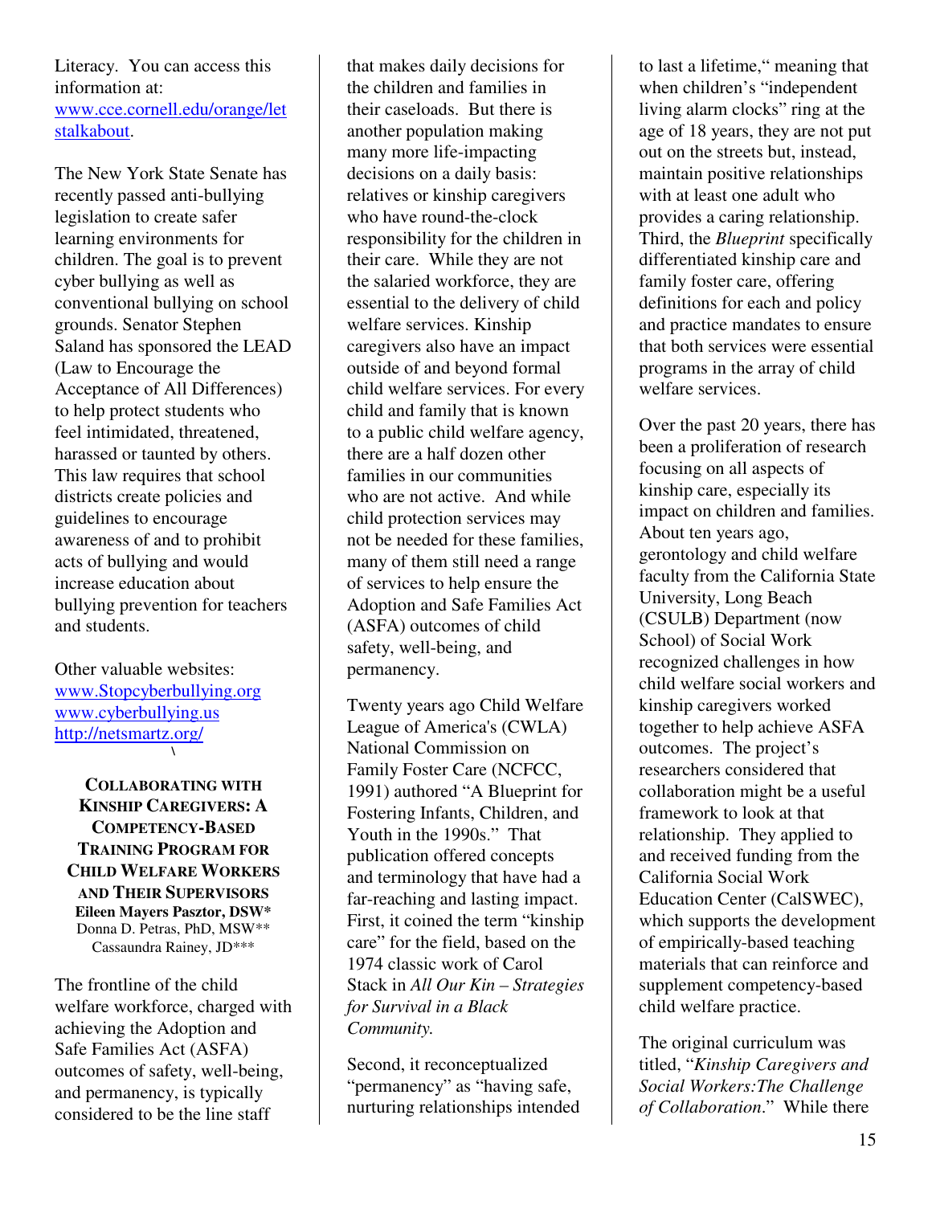Literacy. You can access this information at: [www.cce.cornell.edu/orange/letstalkabout](http://www.cce.cornell.edu/orange/letstalkabout).

The New York State Senate has recently passed anti-bullying legislation to create safer learning environments for children. The goal is to prevent cyber bullying as well as conventional bullying on school grounds. Senator Stephen Saland has sponsored the LEAD (Law to Encourage the Acceptance of All Differences) to help protect students who feel intimidated, threatened, harassed or taunted by others. This law requires that school districts create policies and guidelines to encourage awareness of and to prohibit acts of bullying and would increase education about bullying prevention for teachers and students.

Other valuable websites:
[www.Stopcyberbullying.org](http://www.Stopcyberbullying.org)
[www.cyberbullying.us](http://www.cyberbullying.us)
[http://netsmartz.org/](http://netsmartz.org/)
\

## COLLABORATING WITH KINSHIP CAREGIVERS: A COMPETENCY-BASED TRAINING PROGRAM FOR CHILD WELFARE WORKERS AND THEIR SUPERVISORS

**Eileen Mayers Pasztor, DSW***
Donna D. Petras, PhD, MSW**
Cassaundra Rainey, JD***

The frontline of the child welfare workforce, charged with achieving the Adoption and Safe Families Act (ASFA) outcomes of safety, well-being, and permanency, is typically considered to be the line staff that makes daily decisions for the children and families in their caseloads. But there is another population making many more life-impacting decisions on a daily basis: relatives or kinship caregivers who have round-the-clock responsibility for the children in their care. While they are not the salaried workforce, they are essential to the delivery of child welfare services. Kinship caregivers also have an impact outside of and beyond formal child welfare services. For every child and family that is known to a public child welfare agency, there are a half dozen other families in our communities who are not active. And while child protection services may not be needed for these families, many of them still need a range of services to help ensure the Adoption and Safe Families Act (ASFA) outcomes of child safety, well-being, and permanency.

Twenty years ago Child Welfare League of America's (CWLA) National Commission on Family Foster Care (NCFCC, 1991) authored "A Blueprint for Fostering Infants, Children, and Youth in the 1990s." That publication offered concepts and terminology that have had a far-reaching and lasting impact. First, it coined the term "kinship care" for the field, based on the 1974 classic work of Carol Stack in *All Our Kin – Strategies for Survival in a Black Community.*

Second, it reconceptualized "permanency" as "having safe, nurturing relationships intended to last a lifetime," meaning that when children's "independent living alarm clocks" ring at the age of 18 years, they are not put out on the streets but, instead, maintain positive relationships with at least one adult who provides a caring relationship. Third, the *Blueprint* specifically differentiated kinship care and family foster care, offering definitions for each and policy and practice mandates to ensure that both services were essential programs in the array of child welfare services.

Over the past 20 years, there has been a proliferation of research focusing on all aspects of kinship care, especially its impact on children and families. About ten years ago, gerontology and child welfare faculty from the California State University, Long Beach (CSULB) Department (now School) of Social Work recognized challenges in how child welfare social workers and kinship caregivers worked together to help achieve ASFA outcomes. The project's researchers considered that collaboration might be a useful framework to look at that relationship. They applied to and received funding from the California Social Work Education Center (CalSWEC), which supports the development of empirically-based teaching materials that can reinforce and supplement competency-based child welfare practice.

The original curriculum was titled, "*Kinship Caregivers and Social Workers:The Challenge of Collaboration*." While there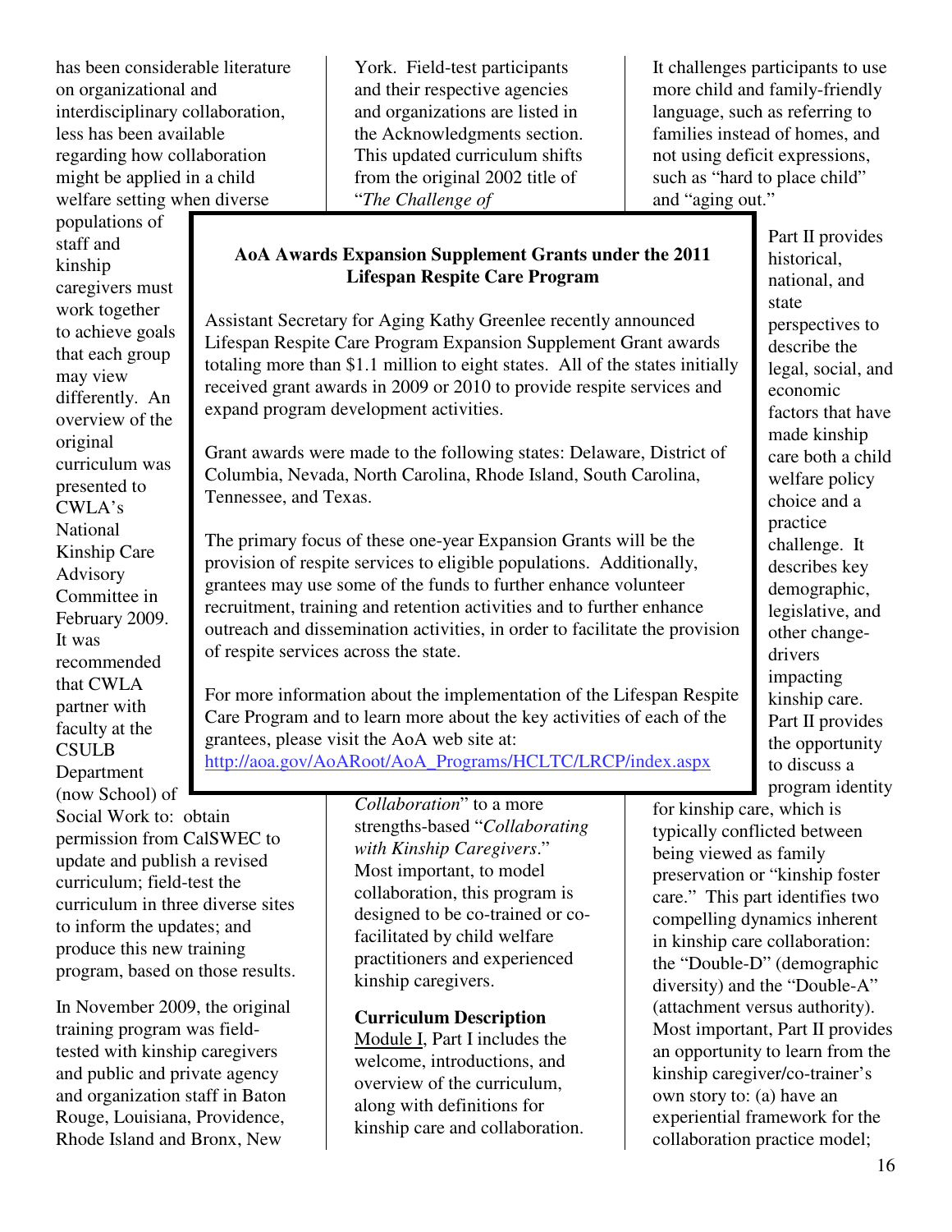has been considerable literature on organizational and interdisciplinary collaboration, less has been available regarding how collaboration might be applied in a child welfare setting when diverse populations of staff and kinship caregivers must work together to achieve goals that each group may view differently. An overview of the original curriculum was presented to CWLA's National Kinship Care Advisory Committee in February 2009. It was recommended that CWLA partner with faculty at the CSULB Department (now School) of Social Work to: obtain permission from CalSWEC to update and publish a revised curriculum; field-test the curriculum in three diverse sites to inform the updates; and produce this new training program, based on those results.

In November 2009, the original training program was field-tested with kinship caregivers and public and private agency and organization staff in Baton Rouge, Louisiana, Providence, Rhode Island and Bronx, New York. Field-test participants and their respective agencies and organizations are listed in the Acknowledgments section. This updated curriculum shifts from the original 2002 title of "*The Challenge of Collaboration*" to a more strengths-based "*Collaborating with Kinship Caregivers*." Most important, to model collaboration, this program is designed to be co-trained or co-facilitated by child welfare practitioners and experienced kinship caregivers.

**Curriculum Description**

Module I, Part I includes the welcome, introductions, and overview of the curriculum, along with definitions for kinship care and collaboration. It challenges participants to use more child and family-friendly language, such as referring to families instead of homes, and not using deficit expressions, such as "hard to place child" and "aging out."

Part II provides historical, national, and state perspectives to describe the legal, social, and economic factors that have made kinship care both a child welfare policy choice and a practice challenge. It describes key demographic, legislative, and other change-drivers impacting kinship care. Part II provides the opportunity to discuss a program identity for kinship care, which is typically conflicted between being viewed as family preservation or "kinship foster care." This part identifies two compelling dynamics inherent in kinship care collaboration: the "Double-D" (demographic diversity) and the "Double-A" (attachment versus authority). Most important, Part II provides an opportunity to learn from the kinship caregiver/co-trainer's own story to: (a) have an experiential framework for the collaboration practice model;

---

**AoA Awards Expansion Supplement Grants under the 2011 Lifespan Respite Care Program**

Assistant Secretary for Aging Kathy Greenlee recently announced Lifespan Respite Care Program Expansion Supplement Grant awards totaling more than $1.1 million to eight states. All of the states initially received grant awards in 2009 or 2010 to provide respite services and expand program development activities.

Grant awards were made to the following states: Delaware, District of Columbia, Nevada, North Carolina, Rhode Island, South Carolina, Tennessee, and Texas.

The primary focus of these one-year Expansion Grants will be the provision of respite services to eligible populations. Additionally, grantees may use some of the funds to further enhance volunteer recruitment, training and retention activities and to further enhance outreach and dissemination activities, in order to facilitate the provision of respite services across the state.

For more information about the implementation of the Lifespan Respite Care Program and to learn more about the key activities of each of the grantees, please visit the AoA web site at: http://aoa.gov/AoARoot/AoA_Programs/HCLTC/LRCP/index.aspx

---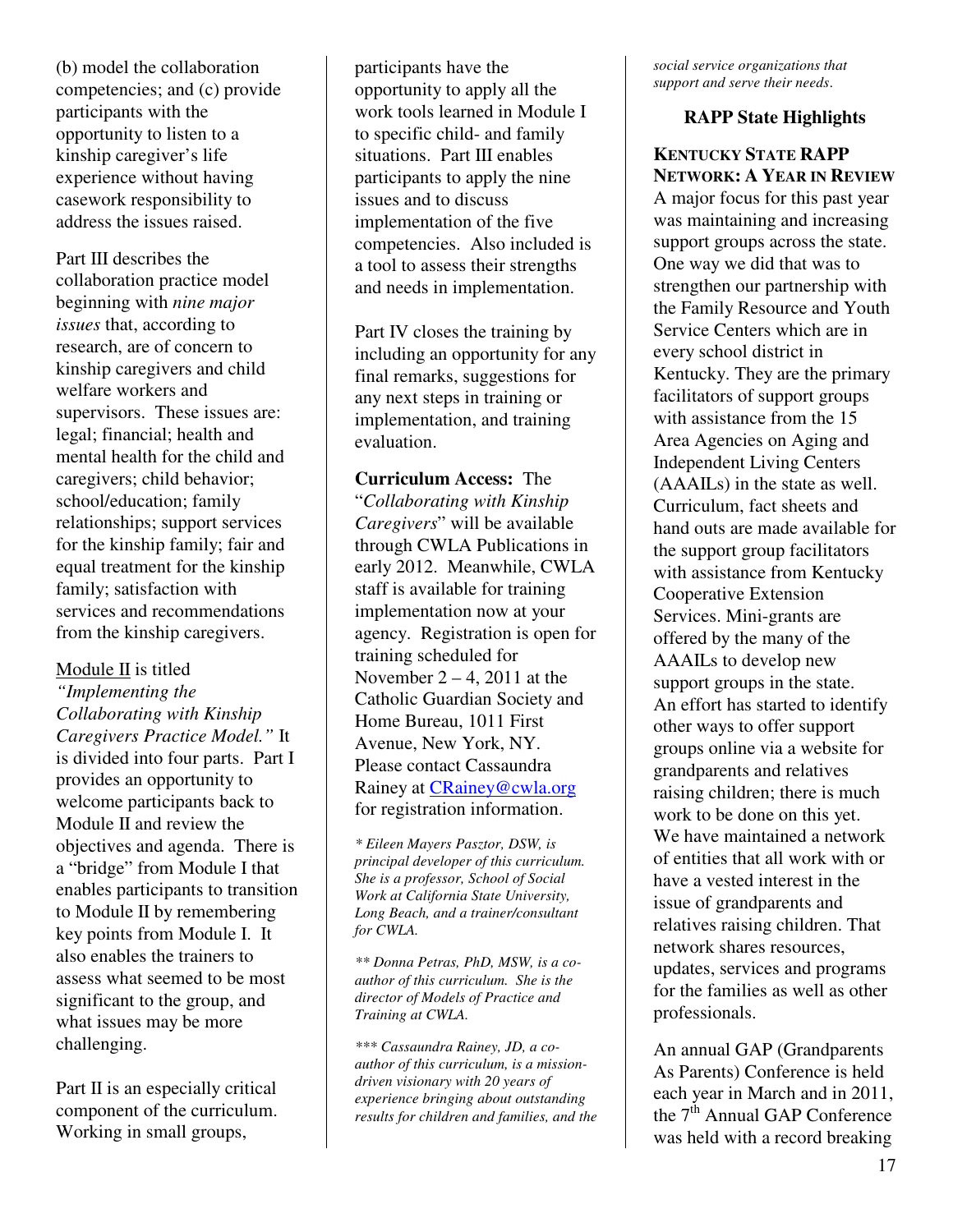(b) model the collaboration competencies; and (c) provide participants with the opportunity to listen to a kinship caregiver's life experience without having casework responsibility to address the issues raised.

Part III describes the collaboration practice model beginning with *nine major issues* that, according to research, are of concern to kinship caregivers and child welfare workers and supervisors. These issues are: legal; financial; health and mental health for the child and caregivers; child behavior; school/education; family relationships; support services for the kinship family; fair and equal treatment for the kinship family; satisfaction with services and recommendations from the kinship caregivers.

<u>Module II</u> is titled *"Implementing the Collaborating with Kinship Caregivers Practice Model."* It is divided into four parts. Part I provides an opportunity to welcome participants back to Module II and review the objectives and agenda. There is a "bridge" from Module I that enables participants to transition to Module II by remembering key points from Module I. It also enables the trainers to assess what seemed to be most significant to the group, and what issues may be more challenging.

Part II is an especially critical component of the curriculum. Working in small groups, participants have the opportunity to apply all the work tools learned in Module I to specific child- and family situations. Part III enables participants to apply the nine issues and to discuss implementation of the five competencies. Also included is a tool to assess their strengths and needs in implementation.

Part IV closes the training by including an opportunity for any final remarks, suggestions for any next steps in training or implementation, and training evaluation.

**Curriculum Access:** The "*Collaborating with Kinship Caregivers*" will be available through CWLA Publications in early 2012. Meanwhile, CWLA staff is available for training implementation now at your agency. Registration is open for training scheduled for November 2 – 4, 2011 at the Catholic Guardian Society and Home Bureau, 1011 First Avenue, New York, NY. Please contact Cassaundra Rainey at CRainey@cwla.org for registration information.

*\* Eileen Mayers Pasztor, DSW, is principal developer of this curriculum. She is a professor, School of Social Work at California State University, Long Beach, and a trainer/consultant for CWLA.*

*\*\* Donna Petras, PhD, MSW, is a co-author of this curriculum. She is the director of Models of Practice and Training at CWLA.*

*\*\*\* Cassaundra Rainey, JD, a co-author of this curriculum, is a mission-driven visionary with 20 years of experience bringing about outstanding results for children and families, and the social service organizations that support and serve their needs.*

## RAPP State Highlights

### KENTUCKY STATE RAPP NETWORK: A YEAR IN REVIEW

A major focus for this past year was maintaining and increasing support groups across the state. One way we did that was to strengthen our partnership with the Family Resource and Youth Service Centers which are in every school district in Kentucky. They are the primary facilitators of support groups with assistance from the 15 Area Agencies on Aging and Independent Living Centers (AAAILs) in the state as well. Curriculum, fact sheets and hand outs are made available for the support group facilitators with assistance from Kentucky Cooperative Extension Services. Mini-grants are offered by the many of the AAAILs to develop new support groups in the state. An effort has started to identify other ways to offer support groups online via a website for grandparents and relatives raising children; there is much work to be done on this yet. We have maintained a network of entities that all work with or have a vested interest in the issue of grandparents and relatives raising children. That network shares resources, updates, services and programs for the families as well as other professionals.

An annual GAP (Grandparents As Parents) Conference is held each year in March and in 2011, the 7th Annual GAP Conference was held with a record breaking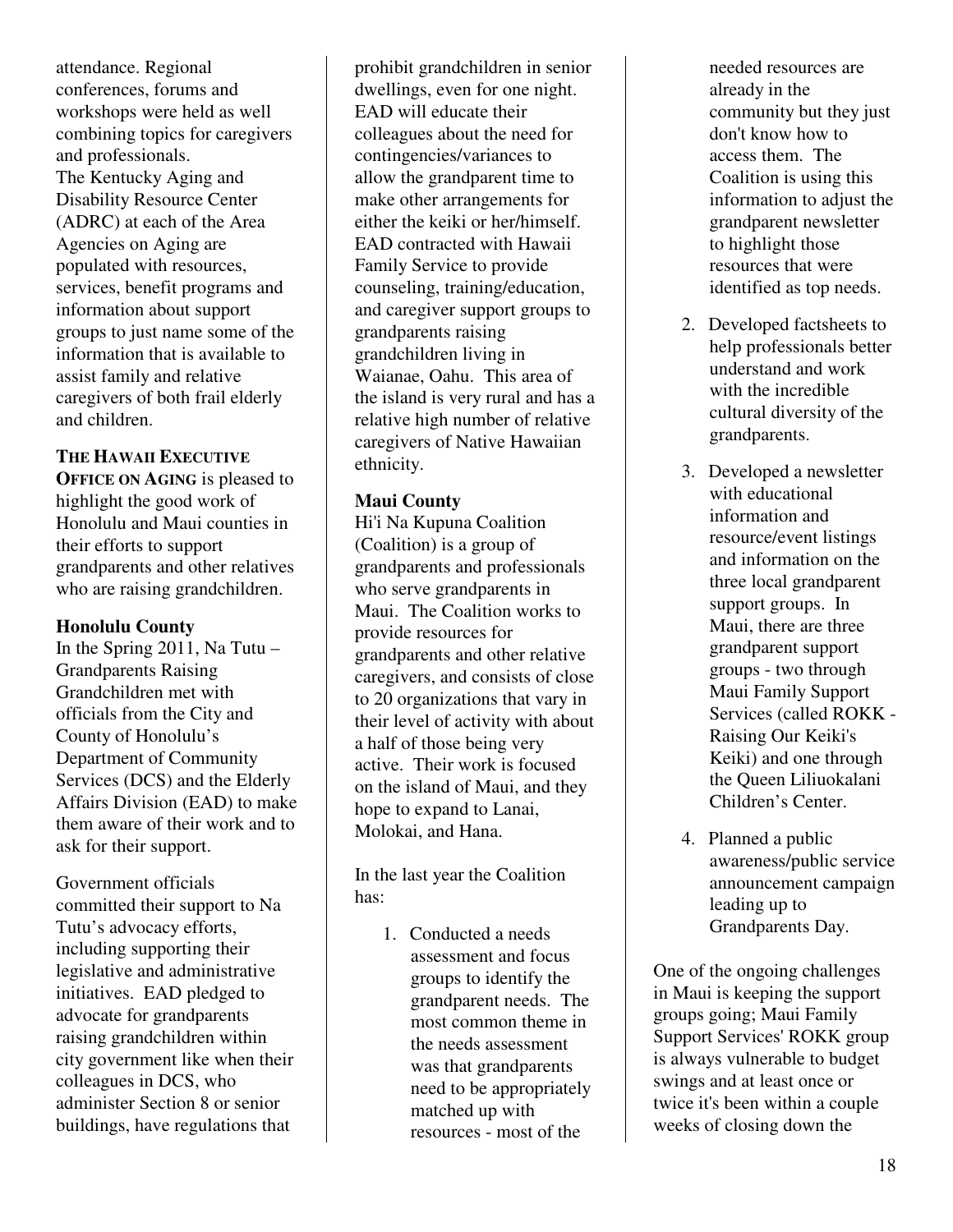attendance. Regional conferences, forums and workshops were held as well combining topics for caregivers and professionals.

The Kentucky Aging and Disability Resource Center (ADRC) at each of the Area Agencies on Aging are populated with resources, services, benefit programs and information about support groups to just name some of the information that is available to assist family and relative caregivers of both frail elderly and children.

**THE HAWAII EXECUTIVE OFFICE ON AGING** is pleased to highlight the good work of Honolulu and Maui counties in their efforts to support grandparents and other relatives who are raising grandchildren.

**Honolulu County**

In the Spring 2011, Na Tutu – Grandparents Raising Grandchildren met with officials from the City and County of Honolulu's Department of Community Services (DCS) and the Elderly Affairs Division (EAD) to make them aware of their work and to ask for their support.

Government officials committed their support to Na Tutu's advocacy efforts, including supporting their legislative and administrative initiatives. EAD pledged to advocate for grandparents raising grandchildren within city government like when their colleagues in DCS, who administer Section 8 or senior buildings, have regulations that prohibit grandchildren in senior dwellings, even for one night. EAD will educate their colleagues about the need for contingencies/variances to allow the grandparent time to make other arrangements for either the keiki or her/himself. EAD contracted with Hawaii Family Service to provide counseling, training/education, and caregiver support groups to grandparents raising grandchildren living in Waianae, Oahu. This area of the island is very rural and has a relative high number of relative caregivers of Native Hawaiian ethnicity.

**Maui County**

Hi'i Na Kupuna Coalition (Coalition) is a group of grandparents and professionals who serve grandparents in Maui. The Coalition works to provide resources for grandparents and other relative caregivers, and consists of close to 20 organizations that vary in their level of activity with about a half of those being very active. Their work is focused on the island of Maui, and they hope to expand to Lanai, Molokai, and Hana.

In the last year the Coalition has:

1. Conducted a needs assessment and focus groups to identify the grandparent needs. The most common theme in the needs assessment was that grandparents need to be appropriately matched up with resources - most of the needed resources are already in the community but they just don't know how to access them. The Coalition is using this information to adjust the grandparent newsletter to highlight those resources that were identified as top needs.
2. Developed factsheets to help professionals better understand and work with the incredible cultural diversity of the grandparents.
3. Developed a newsletter with educational information and resource/event listings and information on the three local grandparent support groups. In Maui, there are three grandparent support groups - two through Maui Family Support Services (called ROKK - Raising Our Keiki's Keiki) and one through the Queen Liliuokalani Children's Center.
4. Planned a public awareness/public service announcement campaign leading up to Grandparents Day.

One of the ongoing challenges in Maui is keeping the support groups going; Maui Family Support Services' ROKK group is always vulnerable to budget swings and at least once or twice it's been within a couple weeks of closing down the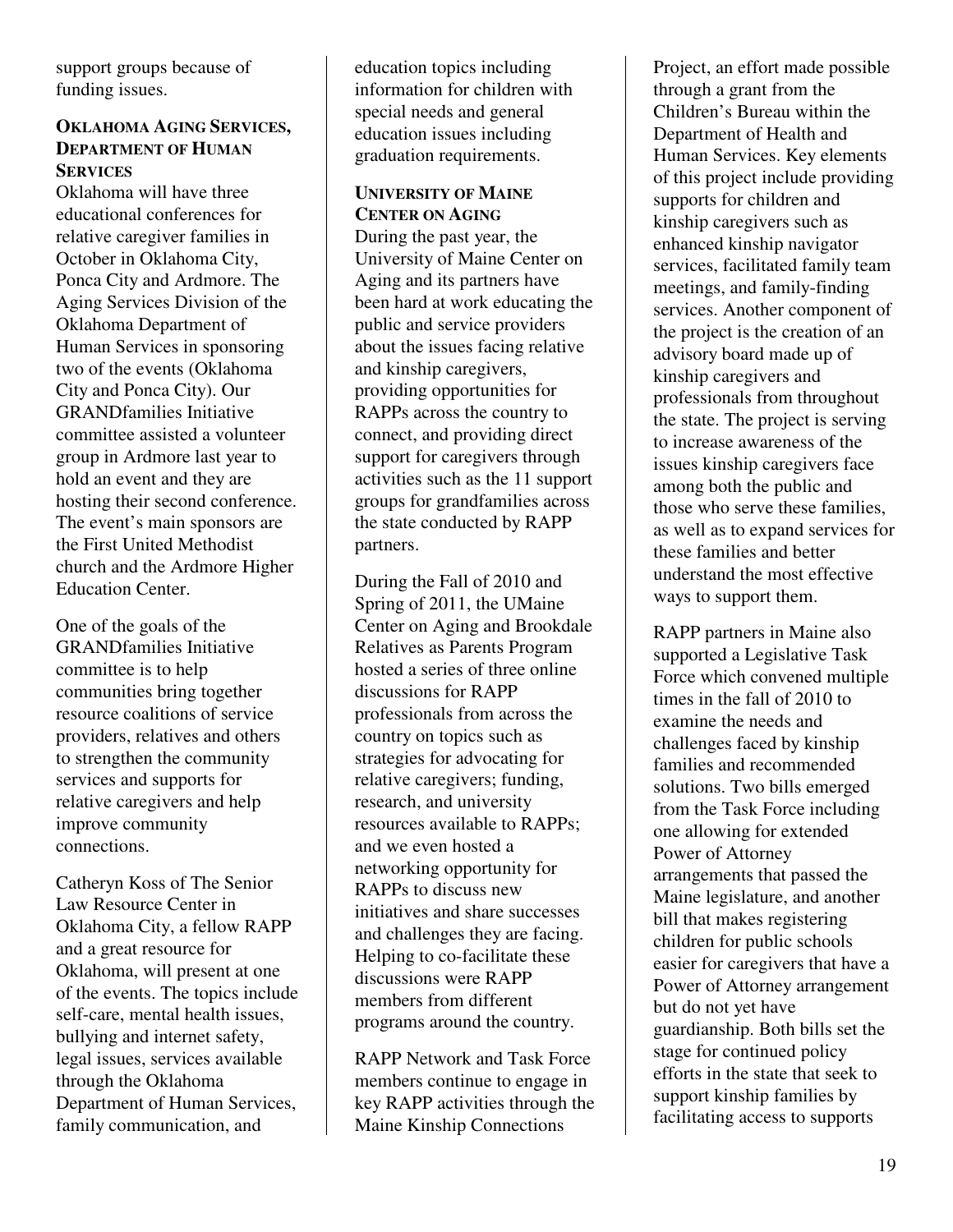support groups because of funding issues.

### Oklahoma Aging Services, Department of Human Services

Oklahoma will have three educational conferences for relative caregiver families in October in Oklahoma City, Ponca City and Ardmore. The Aging Services Division of the Oklahoma Department of Human Services in sponsoring two of the events (Oklahoma City and Ponca City). Our GRANDfamilies Initiative committee assisted a volunteer group in Ardmore last year to hold an event and they are hosting their second conference. The event's main sponsors are the First United Methodist church and the Ardmore Higher Education Center.

One of the goals of the GRANDfamilies Initiative committee is to help communities bring together resource coalitions of service providers, relatives and others to strengthen the community services and supports for relative caregivers and help improve community connections.

Catheryn Koss of The Senior Law Resource Center in Oklahoma City, a fellow RAPP and a great resource for Oklahoma, will present at one of the events. The topics include self-care, mental health issues, bullying and internet safety, legal issues, services available through the Oklahoma Department of Human Services, family communication, and education topics including information for children with special needs and general education issues including graduation requirements.

### University of Maine Center on Aging

During the past year, the University of Maine Center on Aging and its partners have been hard at work educating the public and service providers about the issues facing relative and kinship caregivers, providing opportunities for RAPPs across the country to connect, and providing direct support for caregivers through activities such as the 11 support groups for grandfamilies across the state conducted by RAPP partners.

During the Fall of 2010 and Spring of 2011, the UMaine Center on Aging and Brookdale Relatives as Parents Program hosted a series of three online discussions for RAPP professionals from across the country on topics such as strategies for advocating for relative caregivers; funding, research, and university resources available to RAPPs; and we even hosted a networking opportunity for RAPPs to discuss new initiatives and share successes and challenges they are facing. Helping to co-facilitate these discussions were RAPP members from different programs around the country.

RAPP Network and Task Force members continue to engage in key RAPP activities through the Maine Kinship Connections Project, an effort made possible through a grant from the Children's Bureau within the Department of Health and Human Services. Key elements of this project include providing supports for children and kinship caregivers such as enhanced kinship navigator services, facilitated family team meetings, and family-finding services. Another component of the project is the creation of an advisory board made up of kinship caregivers and professionals from throughout the state. The project is serving to increase awareness of the issues kinship caregivers face among both the public and those who serve these families, as well as to expand services for these families and better understand the most effective ways to support them.

RAPP partners in Maine also supported a Legislative Task Force which convened multiple times in the fall of 2010 to examine the needs and challenges faced by kinship families and recommended solutions. Two bills emerged from the Task Force including one allowing for extended Power of Attorney arrangements that passed the Maine legislature, and another bill that makes registering children for public schools easier for caregivers that have a Power of Attorney arrangement but do not yet have guardianship. Both bills set the stage for continued policy efforts in the state that seek to support kinship families by facilitating access to supports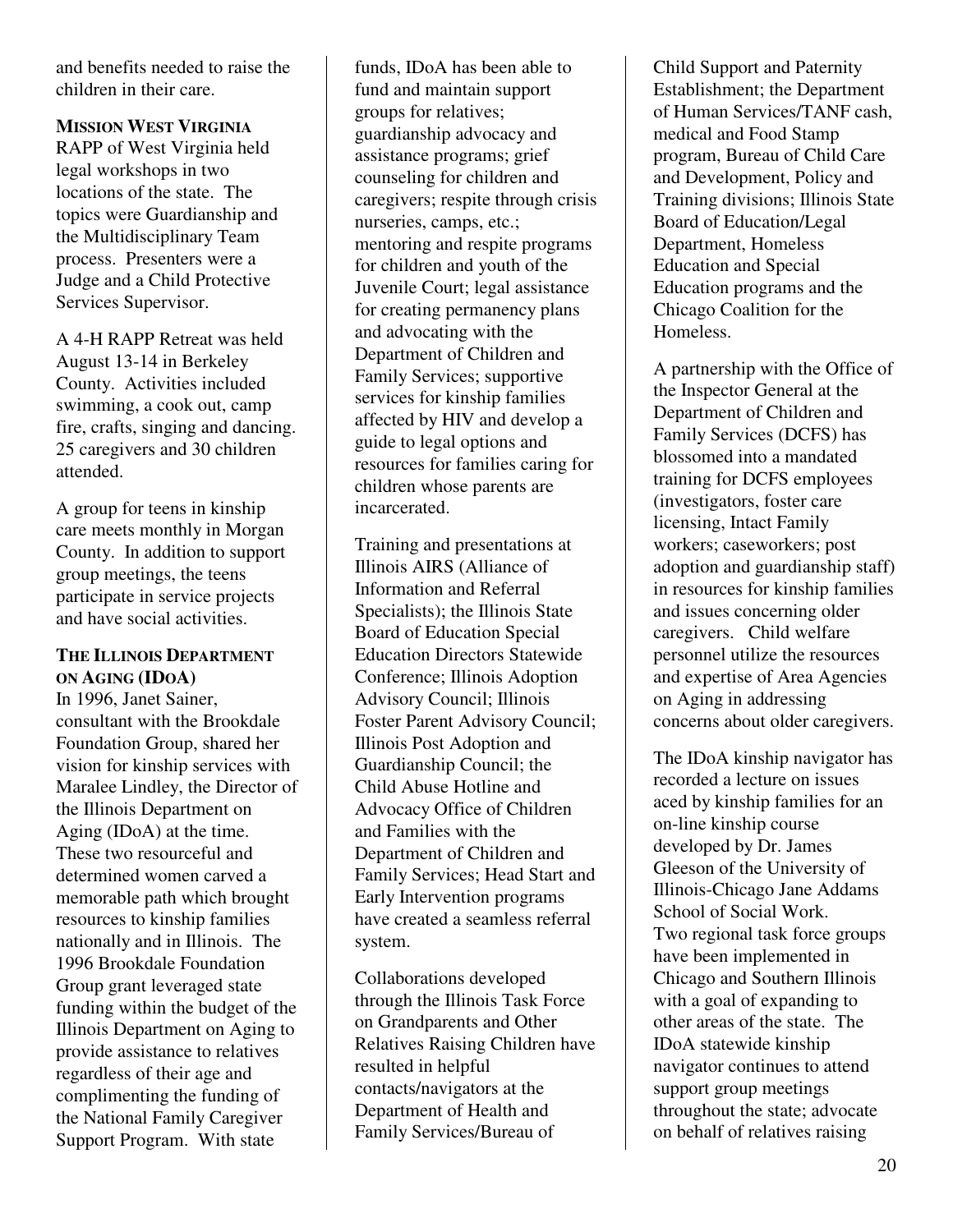and benefits needed to raise the children in their care.

**MISSION WEST VIRGINIA**

RAPP of West Virginia held legal workshops in two locations of the state. The topics were Guardianship and the Multidisciplinary Team process. Presenters were a Judge and a Child Protective Services Supervisor.

A 4-H RAPP Retreat was held August 13-14 in Berkeley County. Activities included swimming, a cook out, camp fire, crafts, singing and dancing. 25 caregivers and 30 children attended.

A group for teens in kinship care meets monthly in Morgan County. In addition to support group meetings, the teens participate in service projects and have social activities.

**THE ILLINOIS DEPARTMENT ON AGING (IDOA)**

In 1996, Janet Sainer, consultant with the Brookdale Foundation Group, shared her vision for kinship services with Maralee Lindley, the Director of the Illinois Department on Aging (IDoA) at the time. These two resourceful and determined women carved a memorable path which brought resources to kinship families nationally and in Illinois. The 1996 Brookdale Foundation Group grant leveraged state funding within the budget of the Illinois Department on Aging to provide assistance to relatives regardless of their age and complimenting the funding of the National Family Caregiver Support Program. With state funds, IDoA has been able to fund and maintain support groups for relatives; guardianship advocacy and assistance programs; grief counseling for children and caregivers; respite through crisis nurseries, camps, etc.; mentoring and respite programs for children and youth of the Juvenile Court; legal assistance for creating permanency plans and advocating with the Department of Children and Family Services; supportive services for kinship families affected by HIV and develop a guide to legal options and resources for families caring for children whose parents are incarcerated.

Training and presentations at Illinois AIRS (Alliance of Information and Referral Specialists); the Illinois State Board of Education Special Education Directors Statewide Conference; Illinois Adoption Advisory Council; Illinois Foster Parent Advisory Council; Illinois Post Adoption and Guardianship Council; the Child Abuse Hotline and Advocacy Office of Children and Families with the Department of Children and Family Services; Head Start and Early Intervention programs have created a seamless referral system.

Collaborations developed through the Illinois Task Force on Grandparents and Other Relatives Raising Children have resulted in helpful contacts/navigators at the Department of Health and Family Services/Bureau of Child Support and Paternity Establishment; the Department of Human Services/TANF cash, medical and Food Stamp program, Bureau of Child Care and Development, Policy and Training divisions; Illinois State Board of Education/Legal Department, Homeless Education and Special Education programs and the Chicago Coalition for the Homeless.

A partnership with the Office of the Inspector General at the Department of Children and Family Services (DCFS) has blossomed into a mandated training for DCFS employees (investigators, foster care licensing, Intact Family workers; caseworkers; post adoption and guardianship staff) in resources for kinship families and issues concerning older caregivers. Child welfare personnel utilize the resources and expertise of Area Agencies on Aging in addressing concerns about older caregivers.

The IDoA kinship navigator has recorded a lecture on issues aced by kinship families for an on-line kinship course developed by Dr. James Gleeson of the University of Illinois-Chicago Jane Addams School of Social Work.
Two regional task force groups have been implemented in Chicago and Southern Illinois with a goal of expanding to other areas of the state. The IDoA statewide kinship navigator continues to attend support group meetings throughout the state; advocate on behalf of relatives raising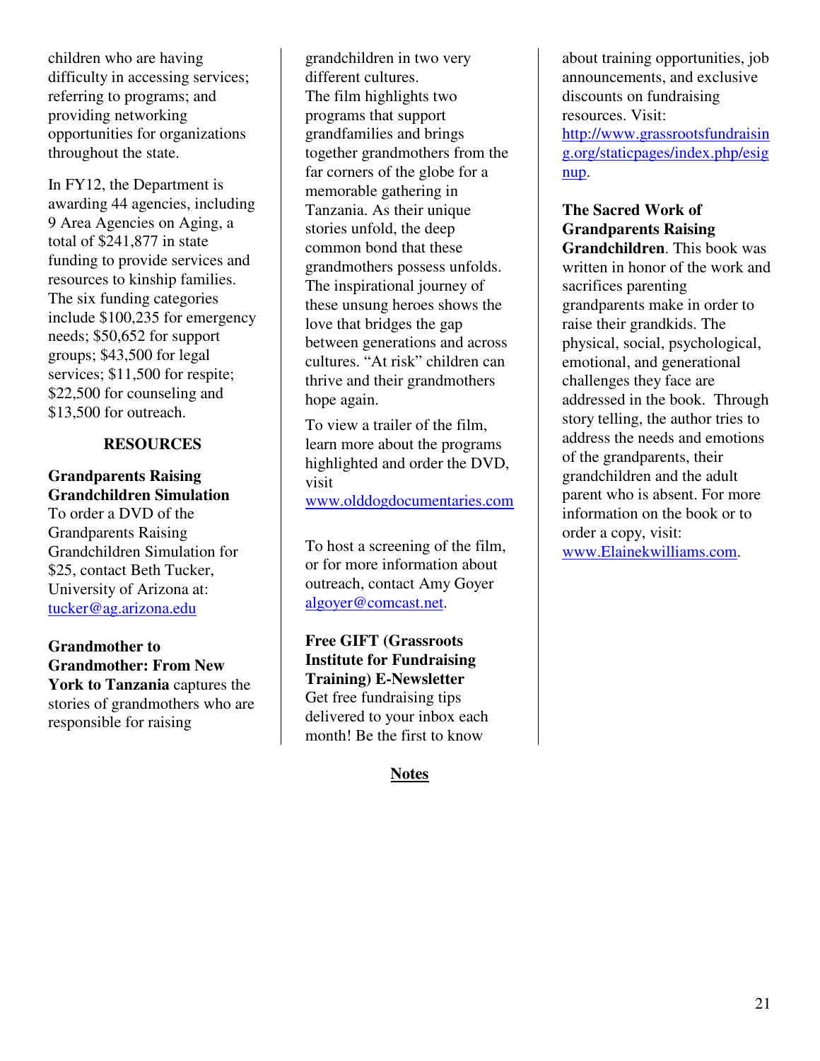children who are having difficulty in accessing services; referring to programs; and providing networking opportunities for organizations throughout the state.

In FY12, the Department is awarding 44 agencies, including 9 Area Agencies on Aging, a total of $241,877 in state funding to provide services and resources to kinship families. The six funding categories include $100,235 for emergency needs; $50,652 for support groups; $43,500 for legal services; $11,500 for respite; $22,500 for counseling and $13,500 for outreach.

## RESOURCES

**Grandparents Raising Grandchildren Simulation**
To order a DVD of the Grandparents Raising Grandchildren Simulation for $25, contact Beth Tucker, University of Arizona at: tucker@ag.arizona.edu

**Grandmother to Grandmother: From New York to Tanzania** captures the stories of grandmothers who are responsible for raising grandchildren in two very different cultures.
The film highlights two programs that support grandfamilies and brings together grandmothers from the far corners of the globe for a memorable gathering in Tanzania. As their unique stories unfold, the deep common bond that these grandmothers possess unfolds. The inspirational journey of these unsung heroes shows the love that bridges the gap between generations and across cultures. "At risk" children can thrive and their grandmothers hope again.

To view a trailer of the film, learn more about the programs highlighted and order the DVD, visit www.olddogdocumentaries.com

To host a screening of the film, or for more information about outreach, contact Amy Goyer algoyer@comcast.net.

**Free GIFT (Grassroots Institute for Fundraising Training) E-Newsletter**
Get free fundraising tips delivered to your inbox each month! Be the first to know about training opportunities, job announcements, and exclusive discounts on fundraising resources. Visit: http://www.grassrootsfundraising.org/staticpages/index.php/esignup.

**The Sacred Work of Grandparents Raising Grandchildren**. This book was written in honor of the work and sacrifices parenting grandparents make in order to raise their grandkids. The physical, social, psychological, emotional, and generational challenges they face are addressed in the book. Through story telling, the author tries to address the needs and emotions of the grandparents, their grandchildren and the adult parent who is absent. For more information on the book or to order a copy, visit: www.Elainekwilliams.com.

## Notes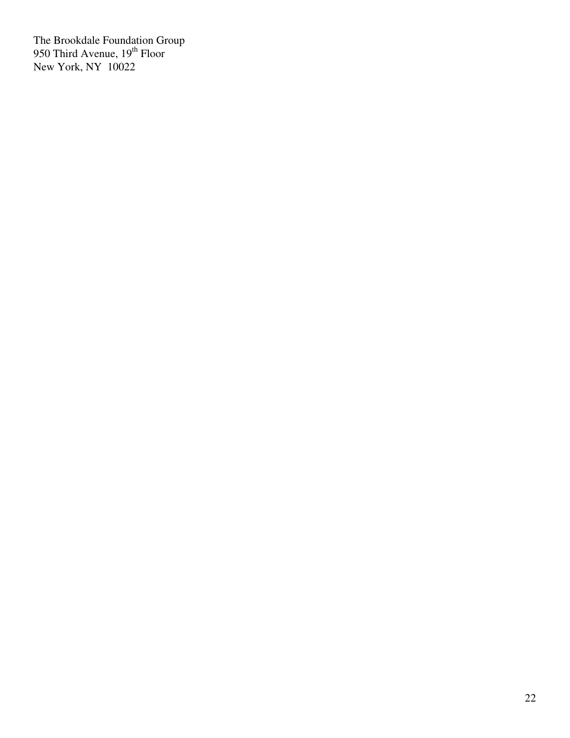The Brookdale Foundation Group
950 Third Avenue, 19th Floor
New York, NY 10022